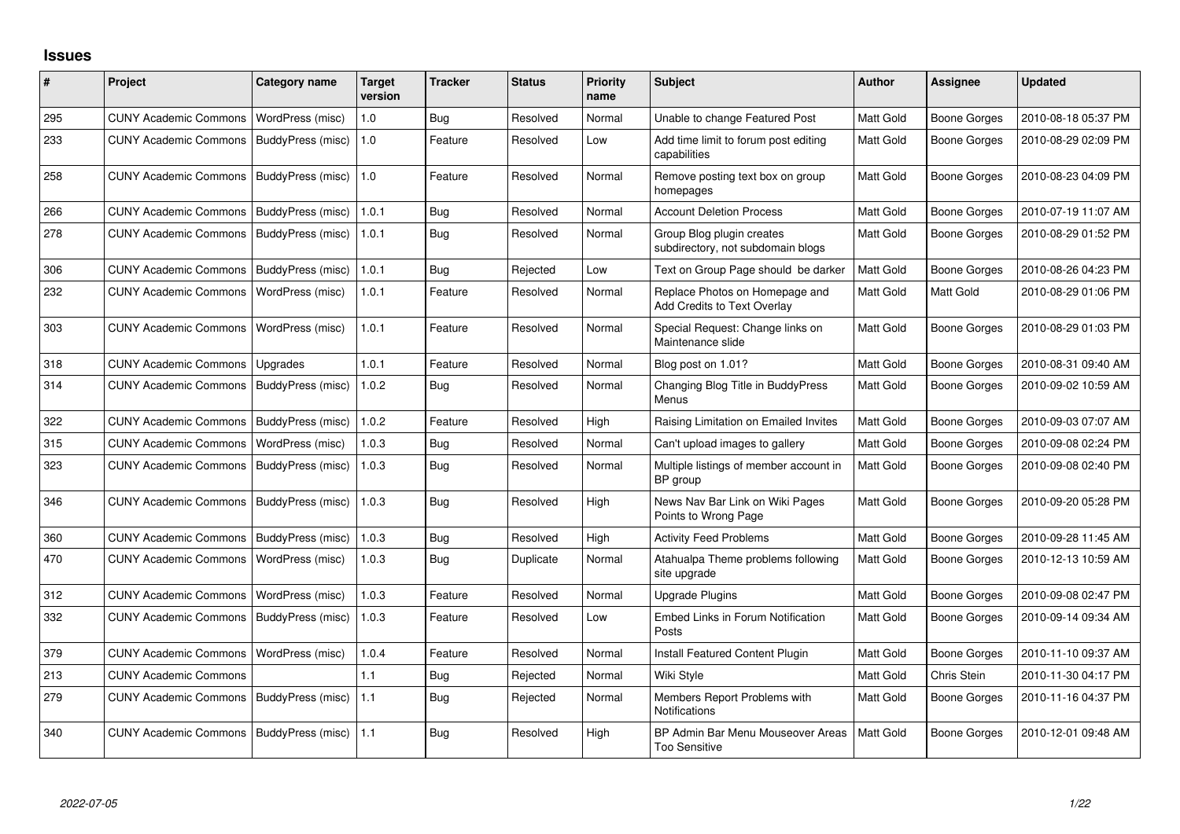# Issues

| # | Project | Category name | Target version | Tracker | Status | Priority name | Subject | Author | Assignee | Updated |
|---|---|---|---|---|---|---|---|---|---|---|
| 295 | CUNY Academic Commons | WordPress (misc) | 1.0 | Bug | Resolved | Normal | Unable to change Featured Post | Matt Gold | Boone Gorges | 2010-08-18 05:37 PM |
| 233 | CUNY Academic Commons | BuddyPress (misc) | 1.0 | Feature | Resolved | Low | Add time limit to forum post editing capabilities | Matt Gold | Boone Gorges | 2010-08-29 02:09 PM |
| 258 | CUNY Academic Commons | BuddyPress (misc) | 1.0 | Feature | Resolved | Normal | Remove posting text box on group homepages | Matt Gold | Boone Gorges | 2010-08-23 04:09 PM |
| 266 | CUNY Academic Commons | BuddyPress (misc) | 1.0.1 | Bug | Resolved | Normal | Account Deletion Process | Matt Gold | Boone Gorges | 2010-07-19 11:07 AM |
| 278 | CUNY Academic Commons | BuddyPress (misc) | 1.0.1 | Bug | Resolved | Normal | Group Blog plugin creates subdirectory, not subdomain blogs | Matt Gold | Boone Gorges | 2010-08-29 01:52 PM |
| 306 | CUNY Academic Commons | BuddyPress (misc) | 1.0.1 | Bug | Rejected | Low | Text on Group Page should be darker | Matt Gold | Boone Gorges | 2010-08-26 04:23 PM |
| 232 | CUNY Academic Commons | WordPress (misc) | 1.0.1 | Feature | Resolved | Normal | Replace Photos on Homepage and Add Credits to Text Overlay | Matt Gold | Matt Gold | 2010-08-29 01:06 PM |
| 303 | CUNY Academic Commons | WordPress (misc) | 1.0.1 | Feature | Resolved | Normal | Special Request: Change links on Maintenance slide | Matt Gold | Boone Gorges | 2010-08-29 01:03 PM |
| 318 | CUNY Academic Commons | Upgrades | 1.0.1 | Feature | Resolved | Normal | Blog post on 1.01? | Matt Gold | Boone Gorges | 2010-08-31 09:40 AM |
| 314 | CUNY Academic Commons | BuddyPress (misc) | 1.0.2 | Bug | Resolved | Normal | Changing Blog Title in BuddyPress Menus | Matt Gold | Boone Gorges | 2010-09-02 10:59 AM |
| 322 | CUNY Academic Commons | BuddyPress (misc) | 1.0.2 | Feature | Resolved | High | Raising Limitation on Emailed Invites | Matt Gold | Boone Gorges | 2010-09-03 07:07 AM |
| 315 | CUNY Academic Commons | WordPress (misc) | 1.0.3 | Bug | Resolved | Normal | Can't upload images to gallery | Matt Gold | Boone Gorges | 2010-09-08 02:24 PM |
| 323 | CUNY Academic Commons | BuddyPress (misc) | 1.0.3 | Bug | Resolved | Normal | Multiple listings of member account in BP group | Matt Gold | Boone Gorges | 2010-09-08 02:40 PM |
| 346 | CUNY Academic Commons | BuddyPress (misc) | 1.0.3 | Bug | Resolved | High | News Nav Bar Link on Wiki Pages Points to Wrong Page | Matt Gold | Boone Gorges | 2010-09-20 05:28 PM |
| 360 | CUNY Academic Commons | BuddyPress (misc) | 1.0.3 | Bug | Resolved | High | Activity Feed Problems | Matt Gold | Boone Gorges | 2010-09-28 11:45 AM |
| 470 | CUNY Academic Commons | WordPress (misc) | 1.0.3 | Bug | Duplicate | Normal | Atahualpa Theme problems following site upgrade | Matt Gold | Boone Gorges | 2010-12-13 10:59 AM |
| 312 | CUNY Academic Commons | WordPress (misc) | 1.0.3 | Feature | Resolved | Normal | Upgrade Plugins | Matt Gold | Boone Gorges | 2010-09-08 02:47 PM |
| 332 | CUNY Academic Commons | BuddyPress (misc) | 1.0.3 | Feature | Resolved | Low | Embed Links in Forum Notification Posts | Matt Gold | Boone Gorges | 2010-09-14 09:34 AM |
| 379 | CUNY Academic Commons | WordPress (misc) | 1.0.4 | Feature | Resolved | Normal | Install Featured Content Plugin | Matt Gold | Boone Gorges | 2010-11-10 09:37 AM |
| 213 | CUNY Academic Commons | | 1.1 | Bug | Rejected | Normal | Wiki Style | Matt Gold | Chris Stein | 2010-11-30 04:17 PM |
| 279 | CUNY Academic Commons | BuddyPress (misc) | 1.1 | Bug | Rejected | Normal | Members Report Problems with Notifications | Matt Gold | Boone Gorges | 2010-11-16 04:37 PM |
| 340 | CUNY Academic Commons | BuddyPress (misc) | 1.1 | Bug | Resolved | High | BP Admin Bar Menu Mouseover Areas Too Sensitive | Matt Gold | Boone Gorges | 2010-12-01 09:48 AM |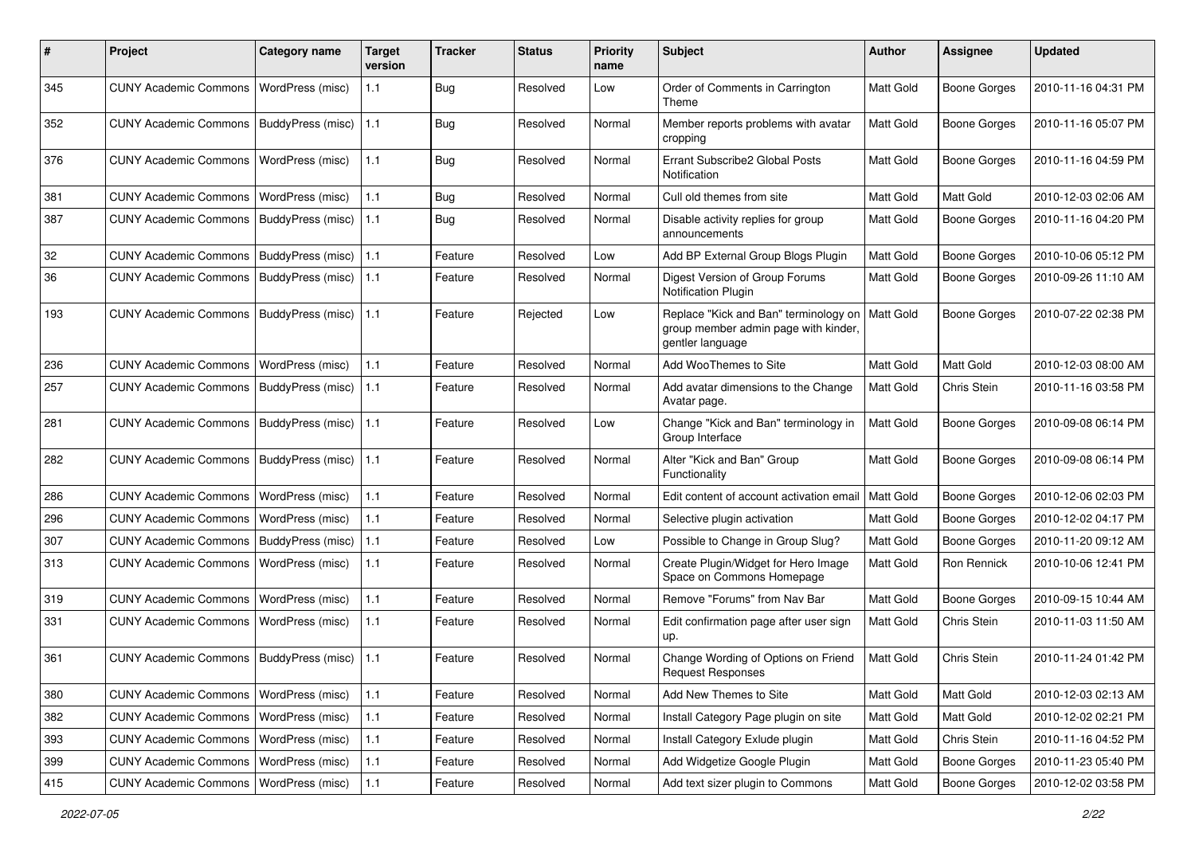| # | Project | Category name | Target version | Tracker | Status | Priority name | Subject | Author | Assignee | Updated |
|---|---|---|---|---|---|---|---|---|---|---|
| 345 | CUNY Academic Commons | WordPress (misc) | 1.1 | Bug | Resolved | Low | Order of Comments in Carrington Theme | Matt Gold | Boone Gorges | 2010-11-16 04:31 PM |
| 352 | CUNY Academic Commons | BuddyPress (misc) | 1.1 | Bug | Resolved | Normal | Member reports problems with avatar cropping | Matt Gold | Boone Gorges | 2010-11-16 05:07 PM |
| 376 | CUNY Academic Commons | WordPress (misc) | 1.1 | Bug | Resolved | Normal | Errant Subscribe2 Global Posts Notification | Matt Gold | Boone Gorges | 2010-11-16 04:59 PM |
| 381 | CUNY Academic Commons | WordPress (misc) | 1.1 | Bug | Resolved | Normal | Cull old themes from site | Matt Gold | Matt Gold | 2010-12-03 02:06 AM |
| 387 | CUNY Academic Commons | BuddyPress (misc) | 1.1 | Bug | Resolved | Normal | Disable activity replies for group announcements | Matt Gold | Boone Gorges | 2010-11-16 04:20 PM |
| 32 | CUNY Academic Commons | BuddyPress (misc) | 1.1 | Feature | Resolved | Low | Add BP External Group Blogs Plugin | Matt Gold | Boone Gorges | 2010-10-06 05:12 PM |
| 36 | CUNY Academic Commons | BuddyPress (misc) | 1.1 | Feature | Resolved | Normal | Digest Version of Group Forums Notification Plugin | Matt Gold | Boone Gorges | 2010-09-26 11:10 AM |
| 193 | CUNY Academic Commons | BuddyPress (misc) | 1.1 | Feature | Rejected | Low | Replace "Kick and Ban" terminology on group member admin page with kinder, gentler language | Matt Gold | Boone Gorges | 2010-07-22 02:38 PM |
| 236 | CUNY Academic Commons | WordPress (misc) | 1.1 | Feature | Resolved | Normal | Add WooThemes to Site | Matt Gold | Matt Gold | 2010-12-03 08:00 AM |
| 257 | CUNY Academic Commons | BuddyPress (misc) | 1.1 | Feature | Resolved | Normal | Add avatar dimensions to the Change Avatar page. | Matt Gold | Chris Stein | 2010-11-16 03:58 PM |
| 281 | CUNY Academic Commons | BuddyPress (misc) | 1.1 | Feature | Resolved | Low | Change "Kick and Ban" terminology in Group Interface | Matt Gold | Boone Gorges | 2010-09-08 06:14 PM |
| 282 | CUNY Academic Commons | BuddyPress (misc) | 1.1 | Feature | Resolved | Normal | Alter "Kick and Ban" Group Functionality | Matt Gold | Boone Gorges | 2010-09-08 06:14 PM |
| 286 | CUNY Academic Commons | WordPress (misc) | 1.1 | Feature | Resolved | Normal | Edit content of account activation email | Matt Gold | Boone Gorges | 2010-12-06 02:03 PM |
| 296 | CUNY Academic Commons | WordPress (misc) | 1.1 | Feature | Resolved | Normal | Selective plugin activation | Matt Gold | Boone Gorges | 2010-12-02 04:17 PM |
| 307 | CUNY Academic Commons | BuddyPress (misc) | 1.1 | Feature | Resolved | Low | Possible to Change in Group Slug? | Matt Gold | Boone Gorges | 2010-11-20 09:12 AM |
| 313 | CUNY Academic Commons | WordPress (misc) | 1.1 | Feature | Resolved | Normal | Create Plugin/Widget for Hero Image Space on Commons Homepage | Matt Gold | Ron Rennick | 2010-10-06 12:41 PM |
| 319 | CUNY Academic Commons | WordPress (misc) | 1.1 | Feature | Resolved | Normal | Remove "Forums" from Nav Bar | Matt Gold | Boone Gorges | 2010-09-15 10:44 AM |
| 331 | CUNY Academic Commons | WordPress (misc) | 1.1 | Feature | Resolved | Normal | Edit confirmation page after user sign up. | Matt Gold | Chris Stein | 2010-11-03 11:50 AM |
| 361 | CUNY Academic Commons | BuddyPress (misc) | 1.1 | Feature | Resolved | Normal | Change Wording of Options on Friend Request Responses | Matt Gold | Chris Stein | 2010-11-24 01:42 PM |
| 380 | CUNY Academic Commons | WordPress (misc) | 1.1 | Feature | Resolved | Normal | Add New Themes to Site | Matt Gold | Matt Gold | 2010-12-03 02:13 AM |
| 382 | CUNY Academic Commons | WordPress (misc) | 1.1 | Feature | Resolved | Normal | Install Category Page plugin on site | Matt Gold | Matt Gold | 2010-12-02 02:21 PM |
| 393 | CUNY Academic Commons | WordPress (misc) | 1.1 | Feature | Resolved | Normal | Install Category Exlude plugin | Matt Gold | Chris Stein | 2010-11-16 04:52 PM |
| 399 | CUNY Academic Commons | WordPress (misc) | 1.1 | Feature | Resolved | Normal | Add Widgetize Google Plugin | Matt Gold | Boone Gorges | 2010-11-23 05:40 PM |
| 415 | CUNY Academic Commons | WordPress (misc) | 1.1 | Feature | Resolved | Normal | Add text sizer plugin to Commons | Matt Gold | Boone Gorges | 2010-12-02 03:58 PM |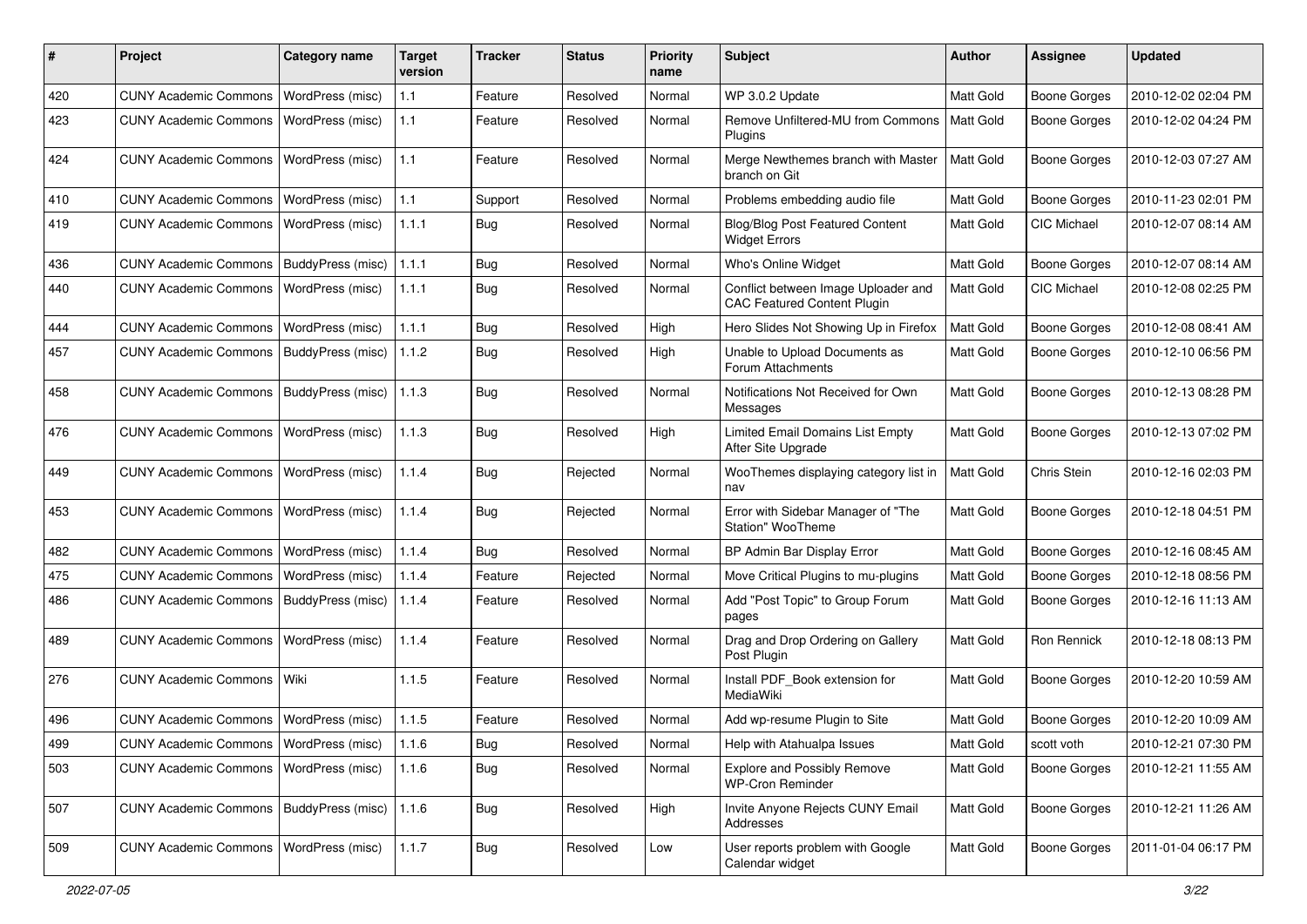| # | Project | Category name | Target version | Tracker | Status | Priority name | Subject | Author | Assignee | Updated |
|---|---|---|---|---|---|---|---|---|---|---|
| 420 | CUNY Academic Commons | WordPress (misc) | 1.1 | Feature | Resolved | Normal | WP 3.0.2 Update | Matt Gold | Boone Gorges | 2010-12-02 02:04 PM |
| 423 | CUNY Academic Commons | WordPress (misc) | 1.1 | Feature | Resolved | Normal | Remove Unfiltered-MU from Commons Plugins | Matt Gold | Boone Gorges | 2010-12-02 04:24 PM |
| 424 | CUNY Academic Commons | WordPress (misc) | 1.1 | Feature | Resolved | Normal | Merge Newthemes branch with Master branch on Git | Matt Gold | Boone Gorges | 2010-12-03 07:27 AM |
| 410 | CUNY Academic Commons | WordPress (misc) | 1.1 | Support | Resolved | Normal | Problems embedding audio file | Matt Gold | Boone Gorges | 2010-11-23 02:01 PM |
| 419 | CUNY Academic Commons | WordPress (misc) | 1.1.1 | Bug | Resolved | Normal | Blog/Blog Post Featured Content Widget Errors | Matt Gold | CIC Michael | 2010-12-07 08:14 AM |
| 436 | CUNY Academic Commons | BuddyPress (misc) | 1.1.1 | Bug | Resolved | Normal | Who's Online Widget | Matt Gold | Boone Gorges | 2010-12-07 08:14 AM |
| 440 | CUNY Academic Commons | WordPress (misc) | 1.1.1 | Bug | Resolved | Normal | Conflict between Image Uploader and CAC Featured Content Plugin | Matt Gold | CIC Michael | 2010-12-08 02:25 PM |
| 444 | CUNY Academic Commons | WordPress (misc) | 1.1.1 | Bug | Resolved | High | Hero Slides Not Showing Up in Firefox | Matt Gold | Boone Gorges | 2010-12-08 08:41 AM |
| 457 | CUNY Academic Commons | BuddyPress (misc) | 1.1.2 | Bug | Resolved | High | Unable to Upload Documents as Forum Attachments | Matt Gold | Boone Gorges | 2010-12-10 06:56 PM |
| 458 | CUNY Academic Commons | BuddyPress (misc) | 1.1.3 | Bug | Resolved | Normal | Notifications Not Received for Own Messages | Matt Gold | Boone Gorges | 2010-12-13 08:28 PM |
| 476 | CUNY Academic Commons | WordPress (misc) | 1.1.3 | Bug | Resolved | High | Limited Email Domains List Empty After Site Upgrade | Matt Gold | Boone Gorges | 2010-12-13 07:02 PM |
| 449 | CUNY Academic Commons | WordPress (misc) | 1.1.4 | Bug | Rejected | Normal | WooThemes displaying category list in nav | Matt Gold | Chris Stein | 2010-12-16 02:03 PM |
| 453 | CUNY Academic Commons | WordPress (misc) | 1.1.4 | Bug | Rejected | Normal | Error with Sidebar Manager of "The Station" WooTheme | Matt Gold | Boone Gorges | 2010-12-18 04:51 PM |
| 482 | CUNY Academic Commons | WordPress (misc) | 1.1.4 | Bug | Resolved | Normal | BP Admin Bar Display Error | Matt Gold | Boone Gorges | 2010-12-16 08:45 AM |
| 475 | CUNY Academic Commons | WordPress (misc) | 1.1.4 | Feature | Rejected | Normal | Move Critical Plugins to mu-plugins | Matt Gold | Boone Gorges | 2010-12-18 08:56 PM |
| 486 | CUNY Academic Commons | BuddyPress (misc) | 1.1.4 | Feature | Resolved | Normal | Add "Post Topic" to Group Forum pages | Matt Gold | Boone Gorges | 2010-12-16 11:13 AM |
| 489 | CUNY Academic Commons | WordPress (misc) | 1.1.4 | Feature | Resolved | Normal | Drag and Drop Ordering on Gallery Post Plugin | Matt Gold | Ron Rennick | 2010-12-18 08:13 PM |
| 276 | CUNY Academic Commons | Wiki | 1.1.5 | Feature | Resolved | Normal | Install PDF_Book extension for MediaWiki | Matt Gold | Boone Gorges | 2010-12-20 10:59 AM |
| 496 | CUNY Academic Commons | WordPress (misc) | 1.1.5 | Feature | Resolved | Normal | Add wp-resume Plugin to Site | Matt Gold | Boone Gorges | 2010-12-20 10:09 AM |
| 499 | CUNY Academic Commons | WordPress (misc) | 1.1.6 | Bug | Resolved | Normal | Help with Atahualpa Issues | Matt Gold | scott voth | 2010-12-21 07:30 PM |
| 503 | CUNY Academic Commons | WordPress (misc) | 1.1.6 | Bug | Resolved | Normal | Explore and Possibly Remove WP-Cron Reminder | Matt Gold | Boone Gorges | 2010-12-21 11:55 AM |
| 507 | CUNY Academic Commons | BuddyPress (misc) | 1.1.6 | Bug | Resolved | High | Invite Anyone Rejects CUNY Email Addresses | Matt Gold | Boone Gorges | 2010-12-21 11:26 AM |
| 509 | CUNY Academic Commons | WordPress (misc) | 1.1.7 | Bug | Resolved | Low | User reports problem with Google Calendar widget | Matt Gold | Boone Gorges | 2011-01-04 06:17 PM |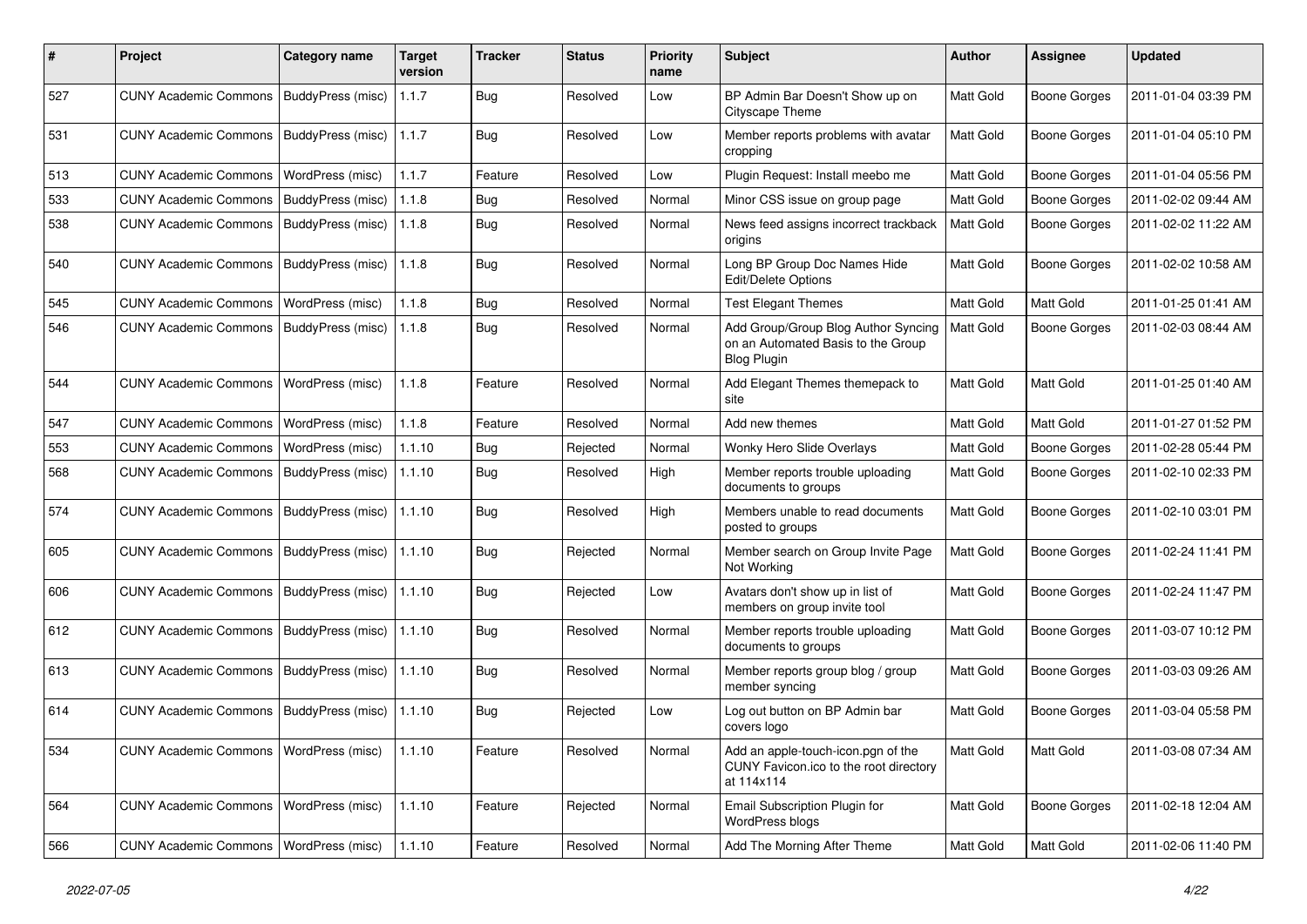| # | Project | Category name | Target version | Tracker | Status | Priority name | Subject | Author | Assignee | Updated |
|---|---|---|---|---|---|---|---|---|---|---|
| 527 | CUNY Academic Commons | BuddyPress (misc) | 1.1.7 | Bug | Resolved | Low | BP Admin Bar Doesn't Show up on Cityscape Theme | Matt Gold | Boone Gorges | 2011-01-04 03:39 PM |
| 531 | CUNY Academic Commons | BuddyPress (misc) | 1.1.7 | Bug | Resolved | Low | Member reports problems with avatar cropping | Matt Gold | Boone Gorges | 2011-01-04 05:10 PM |
| 513 | CUNY Academic Commons | WordPress (misc) | 1.1.7 | Feature | Resolved | Low | Plugin Request: Install meebo me | Matt Gold | Boone Gorges | 2011-01-04 05:56 PM |
| 533 | CUNY Academic Commons | BuddyPress (misc) | 1.1.8 | Bug | Resolved | Normal | Minor CSS issue on group page | Matt Gold | Boone Gorges | 2011-02-02 09:44 AM |
| 538 | CUNY Academic Commons | BuddyPress (misc) | 1.1.8 | Bug | Resolved | Normal | News feed assigns incorrect trackback origins | Matt Gold | Boone Gorges | 2011-02-02 11:22 AM |
| 540 | CUNY Academic Commons | BuddyPress (misc) | 1.1.8 | Bug | Resolved | Normal | Long BP Group Doc Names Hide Edit/Delete Options | Matt Gold | Boone Gorges | 2011-02-02 10:58 AM |
| 545 | CUNY Academic Commons | WordPress (misc) | 1.1.8 | Bug | Resolved | Normal | Test Elegant Themes | Matt Gold | Matt Gold | 2011-01-25 01:41 AM |
| 546 | CUNY Academic Commons | BuddyPress (misc) | 1.1.8 | Bug | Resolved | Normal | Add Group/Group Blog Author Syncing on an Automated Basis to the Group Blog Plugin | Matt Gold | Boone Gorges | 2011-02-03 08:44 AM |
| 544 | CUNY Academic Commons | WordPress (misc) | 1.1.8 | Feature | Resolved | Normal | Add Elegant Themes themepack to site | Matt Gold | Matt Gold | 2011-01-25 01:40 AM |
| 547 | CUNY Academic Commons | WordPress (misc) | 1.1.8 | Feature | Resolved | Normal | Add new themes | Matt Gold | Matt Gold | 2011-01-27 01:52 PM |
| 553 | CUNY Academic Commons | WordPress (misc) | 1.1.10 | Bug | Rejected | Normal | Wonky Hero Slide Overlays | Matt Gold | Boone Gorges | 2011-02-28 05:44 PM |
| 568 | CUNY Academic Commons | BuddyPress (misc) | 1.1.10 | Bug | Resolved | High | Member reports trouble uploading documents to groups | Matt Gold | Boone Gorges | 2011-02-10 02:33 PM |
| 574 | CUNY Academic Commons | BuddyPress (misc) | 1.1.10 | Bug | Resolved | High | Members unable to read documents posted to groups | Matt Gold | Boone Gorges | 2011-02-10 03:01 PM |
| 605 | CUNY Academic Commons | BuddyPress (misc) | 1.1.10 | Bug | Rejected | Normal | Member search on Group Invite Page Not Working | Matt Gold | Boone Gorges | 2011-02-24 11:41 PM |
| 606 | CUNY Academic Commons | BuddyPress (misc) | 1.1.10 | Bug | Rejected | Low | Avatars don't show up in list of members on group invite tool | Matt Gold | Boone Gorges | 2011-02-24 11:47 PM |
| 612 | CUNY Academic Commons | BuddyPress (misc) | 1.1.10 | Bug | Resolved | Normal | Member reports trouble uploading documents to groups | Matt Gold | Boone Gorges | 2011-03-07 10:12 PM |
| 613 | CUNY Academic Commons | BuddyPress (misc) | 1.1.10 | Bug | Resolved | Normal | Member reports group blog / group member syncing | Matt Gold | Boone Gorges | 2011-03-03 09:26 AM |
| 614 | CUNY Academic Commons | BuddyPress (misc) | 1.1.10 | Bug | Rejected | Low | Log out button on BP Admin bar covers logo | Matt Gold | Boone Gorges | 2011-03-04 05:58 PM |
| 534 | CUNY Academic Commons | WordPress (misc) | 1.1.10 | Feature | Resolved | Normal | Add an apple-touch-icon.pgn of the CUNY Favicon.ico to the root directory at 114x114 | Matt Gold | Matt Gold | 2011-03-08 07:34 AM |
| 564 | CUNY Academic Commons | WordPress (misc) | 1.1.10 | Feature | Rejected | Normal | Email Subscription Plugin for WordPress blogs | Matt Gold | Boone Gorges | 2011-02-18 12:04 AM |
| 566 | CUNY Academic Commons | WordPress (misc) | 1.1.10 | Feature | Resolved | Normal | Add The Morning After Theme | Matt Gold | Matt Gold | 2011-02-06 11:40 PM |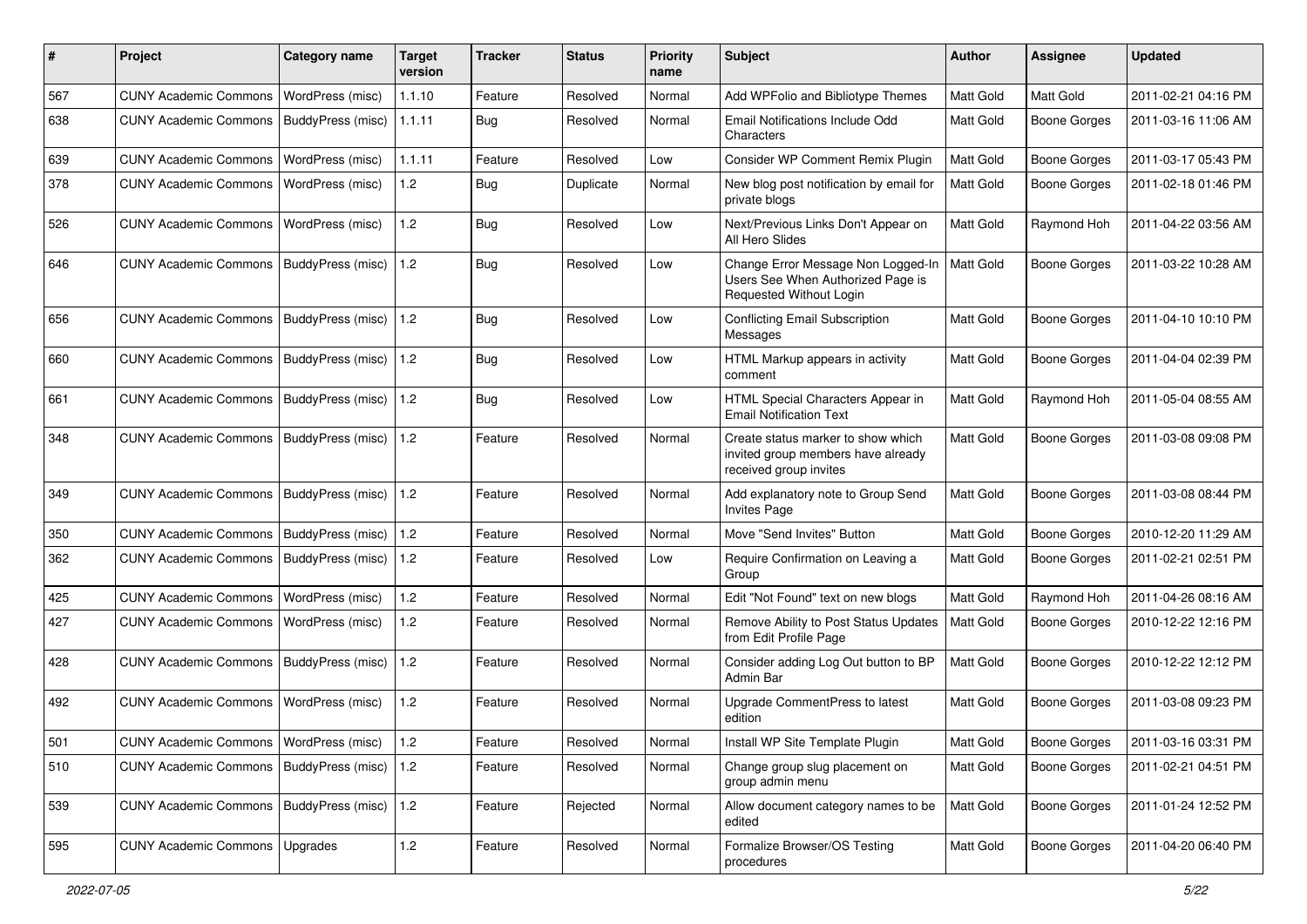| # | Project | Category name | Target version | Tracker | Status | Priority name | Subject | Author | Assignee | Updated |
|---|---|---|---|---|---|---|---|---|---|---|
| 567 | CUNY Academic Commons | WordPress (misc) | 1.1.10 | Feature | Resolved | Normal | Add WPFolio and Bibliotype Themes | Matt Gold | Matt Gold | 2011-02-21 04:16 PM |
| 638 | CUNY Academic Commons | BuddyPress (misc) | 1.1.11 | Bug | Resolved | Normal | Email Notifications Include Odd Characters | Matt Gold | Boone Gorges | 2011-03-16 11:06 AM |
| 639 | CUNY Academic Commons | WordPress (misc) | 1.1.11 | Feature | Resolved | Low | Consider WP Comment Remix Plugin | Matt Gold | Boone Gorges | 2011-03-17 05:43 PM |
| 378 | CUNY Academic Commons | WordPress (misc) | 1.2 | Bug | Duplicate | Normal | New blog post notification by email for private blogs | Matt Gold | Boone Gorges | 2011-02-18 01:46 PM |
| 526 | CUNY Academic Commons | WordPress (misc) | 1.2 | Bug | Resolved | Low | Next/Previous Links Don't Appear on All Hero Slides | Matt Gold | Raymond Hoh | 2011-04-22 03:56 AM |
| 646 | CUNY Academic Commons | BuddyPress (misc) | 1.2 | Bug | Resolved | Low | Change Error Message Non Logged-In Users See When Authorized Page is Requested Without Login | Matt Gold | Boone Gorges | 2011-03-22 10:28 AM |
| 656 | CUNY Academic Commons | BuddyPress (misc) | 1.2 | Bug | Resolved | Low | Conflicting Email Subscription Messages | Matt Gold | Boone Gorges | 2011-04-10 10:10 PM |
| 660 | CUNY Academic Commons | BuddyPress (misc) | 1.2 | Bug | Resolved | Low | HTML Markup appears in activity comment | Matt Gold | Boone Gorges | 2011-04-04 02:39 PM |
| 661 | CUNY Academic Commons | BuddyPress (misc) | 1.2 | Bug | Resolved | Low | HTML Special Characters Appear in Email Notification Text | Matt Gold | Raymond Hoh | 2011-05-04 08:55 AM |
| 348 | CUNY Academic Commons | BuddyPress (misc) | 1.2 | Feature | Resolved | Normal | Create status marker to show which invited group members have already received group invites | Matt Gold | Boone Gorges | 2011-03-08 09:08 PM |
| 349 | CUNY Academic Commons | BuddyPress (misc) | 1.2 | Feature | Resolved | Normal | Add explanatory note to Group Send Invites Page | Matt Gold | Boone Gorges | 2011-03-08 08:44 PM |
| 350 | CUNY Academic Commons | BuddyPress (misc) | 1.2 | Feature | Resolved | Normal | Move "Send Invites" Button | Matt Gold | Boone Gorges | 2010-12-20 11:29 AM |
| 362 | CUNY Academic Commons | BuddyPress (misc) | 1.2 | Feature | Resolved | Low | Require Confirmation on Leaving a Group | Matt Gold | Boone Gorges | 2011-02-21 02:51 PM |
| 425 | CUNY Academic Commons | WordPress (misc) | 1.2 | Feature | Resolved | Normal | Edit "Not Found" text on new blogs | Matt Gold | Raymond Hoh | 2011-04-26 08:16 AM |
| 427 | CUNY Academic Commons | WordPress (misc) | 1.2 | Feature | Resolved | Normal | Remove Ability to Post Status Updates from Edit Profile Page | Matt Gold | Boone Gorges | 2010-12-22 12:16 PM |
| 428 | CUNY Academic Commons | BuddyPress (misc) | 1.2 | Feature | Resolved | Normal | Consider adding Log Out button to BP Admin Bar | Matt Gold | Boone Gorges | 2010-12-22 12:12 PM |
| 492 | CUNY Academic Commons | WordPress (misc) | 1.2 | Feature | Resolved | Normal | Upgrade CommentPress to latest edition | Matt Gold | Boone Gorges | 2011-03-08 09:23 PM |
| 501 | CUNY Academic Commons | WordPress (misc) | 1.2 | Feature | Resolved | Normal | Install WP Site Template Plugin | Matt Gold | Boone Gorges | 2011-03-16 03:31 PM |
| 510 | CUNY Academic Commons | BuddyPress (misc) | 1.2 | Feature | Resolved | Normal | Change group slug placement on group admin menu | Matt Gold | Boone Gorges | 2011-02-21 04:51 PM |
| 539 | CUNY Academic Commons | BuddyPress (misc) | 1.2 | Feature | Rejected | Normal | Allow document category names to be edited | Matt Gold | Boone Gorges | 2011-01-24 12:52 PM |
| 595 | CUNY Academic Commons | Upgrades | 1.2 | Feature | Resolved | Normal | Formalize Browser/OS Testing procedures | Matt Gold | Boone Gorges | 2011-04-20 06:40 PM |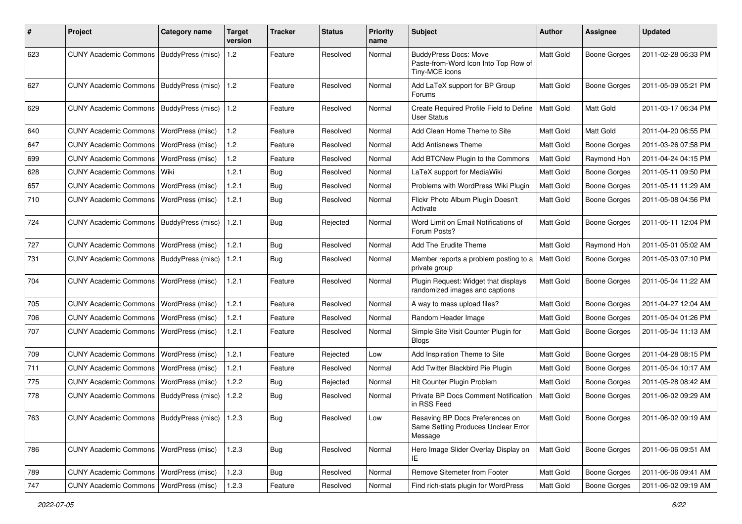| # | Project | Category name | Target version | Tracker | Status | Priority name | Subject | Author | Assignee | Updated |
|---|---|---|---|---|---|---|---|---|---|---|
| 623 | CUNY Academic Commons | BuddyPress (misc) | 1.2 | Feature | Resolved | Normal | BuddyPress Docs: Move Paste-from-Word Icon Into Top Row of Tiny-MCE icons | Matt Gold | Boone Gorges | 2011-02-28 06:33 PM |
| 627 | CUNY Academic Commons | BuddyPress (misc) | 1.2 | Feature | Resolved | Normal | Add LaTeX support for BP Group Forums | Matt Gold | Boone Gorges | 2011-05-09 05:21 PM |
| 629 | CUNY Academic Commons | BuddyPress (misc) | 1.2 | Feature | Resolved | Normal | Create Required Profile Field to Define User Status | Matt Gold | Matt Gold | 2011-03-17 06:34 PM |
| 640 | CUNY Academic Commons | WordPress (misc) | 1.2 | Feature | Resolved | Normal | Add Clean Home Theme to Site | Matt Gold | Matt Gold | 2011-04-20 06:55 PM |
| 647 | CUNY Academic Commons | WordPress (misc) | 1.2 | Feature | Resolved | Normal | Add Antisnews Theme | Matt Gold | Boone Gorges | 2011-03-26 07:58 PM |
| 699 | CUNY Academic Commons | WordPress (misc) | 1.2 | Feature | Resolved | Normal | Add BTCNew Plugin to the Commons | Matt Gold | Raymond Hoh | 2011-04-24 04:15 PM |
| 628 | CUNY Academic Commons | Wiki | 1.2.1 | Bug | Resolved | Normal | LaTeX support for MediaWiki | Matt Gold | Boone Gorges | 2011-05-11 09:50 PM |
| 657 | CUNY Academic Commons | WordPress (misc) | 1.2.1 | Bug | Resolved | Normal | Problems with WordPress Wiki Plugin | Matt Gold | Boone Gorges | 2011-05-11 11:29 AM |
| 710 | CUNY Academic Commons | WordPress (misc) | 1.2.1 | Bug | Resolved | Normal | Flickr Photo Album Plugin Doesn't Activate | Matt Gold | Boone Gorges | 2011-05-08 04:56 PM |
| 724 | CUNY Academic Commons | BuddyPress (misc) | 1.2.1 | Bug | Rejected | Normal | Word Limit on Email Notifications of Forum Posts? | Matt Gold | Boone Gorges | 2011-05-11 12:04 PM |
| 727 | CUNY Academic Commons | WordPress (misc) | 1.2.1 | Bug | Resolved | Normal | Add The Erudite Theme | Matt Gold | Raymond Hoh | 2011-05-01 05:02 AM |
| 731 | CUNY Academic Commons | BuddyPress (misc) | 1.2.1 | Bug | Resolved | Normal | Member reports a problem posting to a private group | Matt Gold | Boone Gorges | 2011-05-03 07:10 PM |
| 704 | CUNY Academic Commons | WordPress (misc) | 1.2.1 | Feature | Resolved | Normal | Plugin Request: Widget that displays randomized images and captions | Matt Gold | Boone Gorges | 2011-05-04 11:22 AM |
| 705 | CUNY Academic Commons | WordPress (misc) | 1.2.1 | Feature | Resolved | Normal | A way to mass upload files? | Matt Gold | Boone Gorges | 2011-04-27 12:04 AM |
| 706 | CUNY Academic Commons | WordPress (misc) | 1.2.1 | Feature | Resolved | Normal | Random Header Image | Matt Gold | Boone Gorges | 2011-05-04 01:26 PM |
| 707 | CUNY Academic Commons | WordPress (misc) | 1.2.1 | Feature | Resolved | Normal | Simple Site Visit Counter Plugin for Blogs | Matt Gold | Boone Gorges | 2011-05-04 11:13 AM |
| 709 | CUNY Academic Commons | WordPress (misc) | 1.2.1 | Feature | Rejected | Low | Add Inspiration Theme to Site | Matt Gold | Boone Gorges | 2011-04-28 08:15 PM |
| 711 | CUNY Academic Commons | WordPress (misc) | 1.2.1 | Feature | Resolved | Normal | Add Twitter Blackbird Pie Plugin | Matt Gold | Boone Gorges | 2011-05-04 10:17 AM |
| 775 | CUNY Academic Commons | WordPress (misc) | 1.2.2 | Bug | Rejected | Normal | Hit Counter Plugin Problem | Matt Gold | Boone Gorges | 2011-05-28 08:42 AM |
| 778 | CUNY Academic Commons | BuddyPress (misc) | 1.2.2 | Bug | Resolved | Normal | Private BP Docs Comment Notification in RSS Feed | Matt Gold | Boone Gorges | 2011-06-02 09:29 AM |
| 763 | CUNY Academic Commons | BuddyPress (misc) | 1.2.3 | Bug | Resolved | Low | Resaving BP Docs Preferences on Same Setting Produces Unclear Error Message | Matt Gold | Boone Gorges | 2011-06-02 09:19 AM |
| 786 | CUNY Academic Commons | WordPress (misc) | 1.2.3 | Bug | Resolved | Normal | Hero Image Slider Overlay Display on IE | Matt Gold | Boone Gorges | 2011-06-06 09:51 AM |
| 789 | CUNY Academic Commons | WordPress (misc) | 1.2.3 | Bug | Resolved | Normal | Remove Sitemeter from Footer | Matt Gold | Boone Gorges | 2011-06-06 09:41 AM |
| 747 | CUNY Academic Commons | WordPress (misc) | 1.2.3 | Feature | Resolved | Normal | Find rich-stats plugin for WordPress | Matt Gold | Boone Gorges | 2011-06-02 09:19 AM |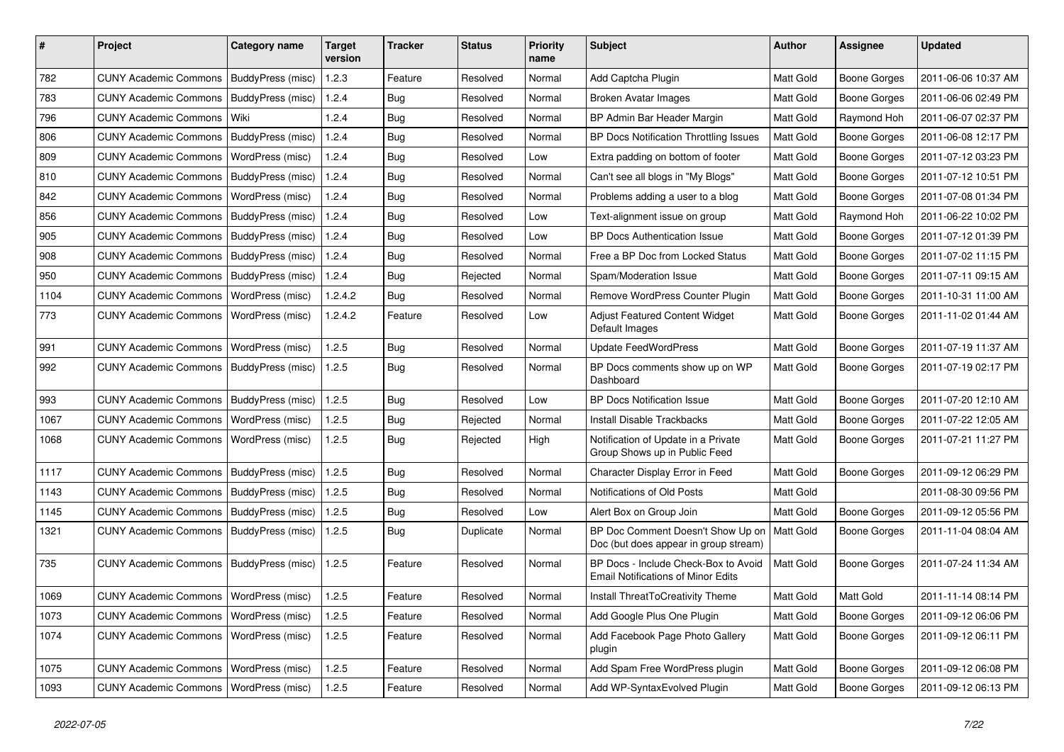| # | Project | Category name | Target version | Tracker | Status | Priority name | Subject | Author | Assignee | Updated |
|---|---|---|---|---|---|---|---|---|---|---|
| 782 | CUNY Academic Commons | BuddyPress (misc) | 1.2.3 | Feature | Resolved | Normal | Add Captcha Plugin | Matt Gold | Boone Gorges | 2011-06-06 10:37 AM |
| 783 | CUNY Academic Commons | BuddyPress (misc) | 1.2.4 | Bug | Resolved | Normal | Broken Avatar Images | Matt Gold | Boone Gorges | 2011-06-06 02:49 PM |
| 796 | CUNY Academic Commons | Wiki | 1.2.4 | Bug | Resolved | Normal | BP Admin Bar Header Margin | Matt Gold | Raymond Hoh | 2011-06-07 02:37 PM |
| 806 | CUNY Academic Commons | BuddyPress (misc) | 1.2.4 | Bug | Resolved | Normal | BP Docs Notification Throttling Issues | Matt Gold | Boone Gorges | 2011-06-08 12:17 PM |
| 809 | CUNY Academic Commons | WordPress (misc) | 1.2.4 | Bug | Resolved | Low | Extra padding on bottom of footer | Matt Gold | Boone Gorges | 2011-07-12 03:23 PM |
| 810 | CUNY Academic Commons | BuddyPress (misc) | 1.2.4 | Bug | Resolved | Normal | Can't see all blogs in "My Blogs" | Matt Gold | Boone Gorges | 2011-07-12 10:51 PM |
| 842 | CUNY Academic Commons | WordPress (misc) | 1.2.4 | Bug | Resolved | Normal | Problems adding a user to a blog | Matt Gold | Boone Gorges | 2011-07-08 01:34 PM |
| 856 | CUNY Academic Commons | BuddyPress (misc) | 1.2.4 | Bug | Resolved | Low | Text-alignment issue on group | Matt Gold | Raymond Hoh | 2011-06-22 10:02 PM |
| 905 | CUNY Academic Commons | BuddyPress (misc) | 1.2.4 | Bug | Resolved | Low | BP Docs Authentication Issue | Matt Gold | Boone Gorges | 2011-07-12 01:39 PM |
| 908 | CUNY Academic Commons | BuddyPress (misc) | 1.2.4 | Bug | Resolved | Normal | Free a BP Doc from Locked Status | Matt Gold | Boone Gorges | 2011-07-02 11:15 PM |
| 950 | CUNY Academic Commons | BuddyPress (misc) | 1.2.4 | Bug | Rejected | Normal | Spam/Moderation Issue | Matt Gold | Boone Gorges | 2011-07-11 09:15 AM |
| 1104 | CUNY Academic Commons | WordPress (misc) | 1.2.4.2 | Bug | Resolved | Normal | Remove WordPress Counter Plugin | Matt Gold | Boone Gorges | 2011-10-31 11:00 AM |
| 773 | CUNY Academic Commons | WordPress (misc) | 1.2.4.2 | Feature | Resolved | Low | Adjust Featured Content Widget Default Images | Matt Gold | Boone Gorges | 2011-11-02 01:44 AM |
| 991 | CUNY Academic Commons | WordPress (misc) | 1.2.5 | Bug | Resolved | Normal | Update FeedWordPress | Matt Gold | Boone Gorges | 2011-07-19 11:37 AM |
| 992 | CUNY Academic Commons | BuddyPress (misc) | 1.2.5 | Bug | Resolved | Normal | BP Docs comments show up on WP Dashboard | Matt Gold | Boone Gorges | 2011-07-19 02:17 PM |
| 993 | CUNY Academic Commons | BuddyPress (misc) | 1.2.5 | Bug | Resolved | Low | BP Docs Notification Issue | Matt Gold | Boone Gorges | 2011-07-20 12:10 AM |
| 1067 | CUNY Academic Commons | WordPress (misc) | 1.2.5 | Bug | Rejected | Normal | Install Disable Trackbacks | Matt Gold | Boone Gorges | 2011-07-22 12:05 AM |
| 1068 | CUNY Academic Commons | WordPress (misc) | 1.2.5 | Bug | Rejected | High | Notification of Update in a Private Group Shows up in Public Feed | Matt Gold | Boone Gorges | 2011-07-21 11:27 PM |
| 1117 | CUNY Academic Commons | BuddyPress (misc) | 1.2.5 | Bug | Resolved | Normal | Character Display Error in Feed | Matt Gold | Boone Gorges | 2011-09-12 06:29 PM |
| 1143 | CUNY Academic Commons | BuddyPress (misc) | 1.2.5 | Bug | Resolved | Normal | Notifications of Old Posts | Matt Gold | | 2011-08-30 09:56 PM |
| 1145 | CUNY Academic Commons | BuddyPress (misc) | 1.2.5 | Bug | Resolved | Low | Alert Box on Group Join | Matt Gold | Boone Gorges | 2011-09-12 05:56 PM |
| 1321 | CUNY Academic Commons | BuddyPress (misc) | 1.2.5 | Bug | Duplicate | Normal | BP Doc Comment Doesn't Show Up on Doc (but does appear in group stream) | Matt Gold | Boone Gorges | 2011-11-04 08:04 AM |
| 735 | CUNY Academic Commons | BuddyPress (misc) | 1.2.5 | Feature | Resolved | Normal | BP Docs - Include Check-Box to Avoid Email Notifications of Minor Edits | Matt Gold | Boone Gorges | 2011-07-24 11:34 AM |
| 1069 | CUNY Academic Commons | WordPress (misc) | 1.2.5 | Feature | Resolved | Normal | Install ThreatToCreativity Theme | Matt Gold | Matt Gold | 2011-11-14 08:14 PM |
| 1073 | CUNY Academic Commons | WordPress (misc) | 1.2.5 | Feature | Resolved | Normal | Add Google Plus One Plugin | Matt Gold | Boone Gorges | 2011-09-12 06:06 PM |
| 1074 | CUNY Academic Commons | WordPress (misc) | 1.2.5 | Feature | Resolved | Normal | Add Facebook Page Photo Gallery plugin | Matt Gold | Boone Gorges | 2011-09-12 06:11 PM |
| 1075 | CUNY Academic Commons | WordPress (misc) | 1.2.5 | Feature | Resolved | Normal | Add Spam Free WordPress plugin | Matt Gold | Boone Gorges | 2011-09-12 06:08 PM |
| 1093 | CUNY Academic Commons | WordPress (misc) | 1.2.5 | Feature | Resolved | Normal | Add WP-SyntaxEvolved Plugin | Matt Gold | Boone Gorges | 2011-09-12 06:13 PM |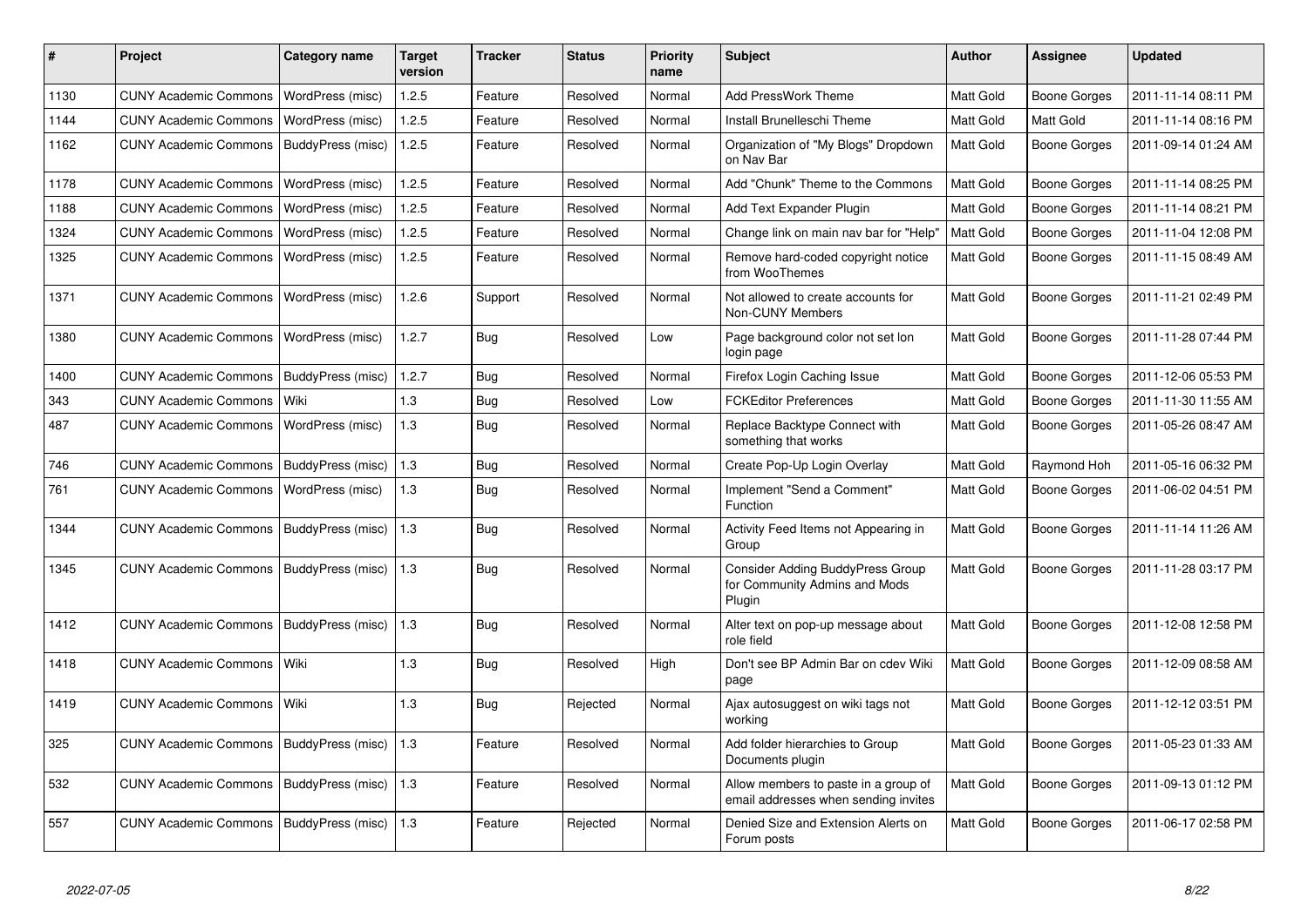| # | Project | Category name | Target version | Tracker | Status | Priority name | Subject | Author | Assignee | Updated |
|---|---|---|---|---|---|---|---|---|---|---|
| 1130 | CUNY Academic Commons | WordPress (misc) | 1.2.5 | Feature | Resolved | Normal | Add PressWork Theme | Matt Gold | Boone Gorges | 2011-11-14 08:11 PM |
| 1144 | CUNY Academic Commons | WordPress (misc) | 1.2.5 | Feature | Resolved | Normal | Install Brunelleschi Theme | Matt Gold | Matt Gold | 2011-11-14 08:16 PM |
| 1162 | CUNY Academic Commons | BuddyPress (misc) | 1.2.5 | Feature | Resolved | Normal | Organization of "My Blogs" Dropdown on Nav Bar | Matt Gold | Boone Gorges | 2011-09-14 01:24 AM |
| 1178 | CUNY Academic Commons | WordPress (misc) | 1.2.5 | Feature | Resolved | Normal | Add "Chunk" Theme to the Commons | Matt Gold | Boone Gorges | 2011-11-14 08:25 PM |
| 1188 | CUNY Academic Commons | WordPress (misc) | 1.2.5 | Feature | Resolved | Normal | Add Text Expander Plugin | Matt Gold | Boone Gorges | 2011-11-14 08:21 PM |
| 1324 | CUNY Academic Commons | WordPress (misc) | 1.2.5 | Feature | Resolved | Normal | Change link on main nav bar for "Help" | Matt Gold | Boone Gorges | 2011-11-04 12:08 PM |
| 1325 | CUNY Academic Commons | WordPress (misc) | 1.2.5 | Feature | Resolved | Normal | Remove hard-coded copyright notice from WooThemes | Matt Gold | Boone Gorges | 2011-11-15 08:49 AM |
| 1371 | CUNY Academic Commons | WordPress (misc) | 1.2.6 | Support | Resolved | Normal | Not allowed to create accounts for Non-CUNY Members | Matt Gold | Boone Gorges | 2011-11-21 02:49 PM |
| 1380 | CUNY Academic Commons | WordPress (misc) | 1.2.7 | Bug | Resolved | Low | Page background color not set lon login page | Matt Gold | Boone Gorges | 2011-11-28 07:44 PM |
| 1400 | CUNY Academic Commons | BuddyPress (misc) | 1.2.7 | Bug | Resolved | Normal | Firefox Login Caching Issue | Matt Gold | Boone Gorges | 2011-12-06 05:53 PM |
| 343 | CUNY Academic Commons | Wiki | 1.3 | Bug | Resolved | Low | FCKEditor Preferences | Matt Gold | Boone Gorges | 2011-11-30 11:55 AM |
| 487 | CUNY Academic Commons | WordPress (misc) | 1.3 | Bug | Resolved | Normal | Replace Backtype Connect with something that works | Matt Gold | Boone Gorges | 2011-05-26 08:47 AM |
| 746 | CUNY Academic Commons | BuddyPress (misc) | 1.3 | Bug | Resolved | Normal | Create Pop-Up Login Overlay | Matt Gold | Raymond Hoh | 2011-05-16 06:32 PM |
| 761 | CUNY Academic Commons | WordPress (misc) | 1.3 | Bug | Resolved | Normal | Implement "Send a Comment" Function | Matt Gold | Boone Gorges | 2011-06-02 04:51 PM |
| 1344 | CUNY Academic Commons | BuddyPress (misc) | 1.3 | Bug | Resolved | Normal | Activity Feed Items not Appearing in Group | Matt Gold | Boone Gorges | 2011-11-14 11:26 AM |
| 1345 | CUNY Academic Commons | BuddyPress (misc) | 1.3 | Bug | Resolved | Normal | Consider Adding BuddyPress Group for Community Admins and Mods Plugin | Matt Gold | Boone Gorges | 2011-11-28 03:17 PM |
| 1412 | CUNY Academic Commons | BuddyPress (misc) | 1.3 | Bug | Resolved | Normal | Alter text on pop-up message about role field | Matt Gold | Boone Gorges | 2011-12-08 12:58 PM |
| 1418 | CUNY Academic Commons | Wiki | 1.3 | Bug | Resolved | High | Don't see BP Admin Bar on cdev Wiki page | Matt Gold | Boone Gorges | 2011-12-09 08:58 AM |
| 1419 | CUNY Academic Commons | Wiki | 1.3 | Bug | Rejected | Normal | Ajax autosuggest on wiki tags not working | Matt Gold | Boone Gorges | 2011-12-12 03:51 PM |
| 325 | CUNY Academic Commons | BuddyPress (misc) | 1.3 | Feature | Resolved | Normal | Add folder hierarchies to Group Documents plugin | Matt Gold | Boone Gorges | 2011-05-23 01:33 AM |
| 532 | CUNY Academic Commons | BuddyPress (misc) | 1.3 | Feature | Resolved | Normal | Allow members to paste in a group of email addresses when sending invites | Matt Gold | Boone Gorges | 2011-09-13 01:12 PM |
| 557 | CUNY Academic Commons | BuddyPress (misc) | 1.3 | Feature | Rejected | Normal | Denied Size and Extension Alerts on Forum posts | Matt Gold | Boone Gorges | 2011-06-17 02:58 PM |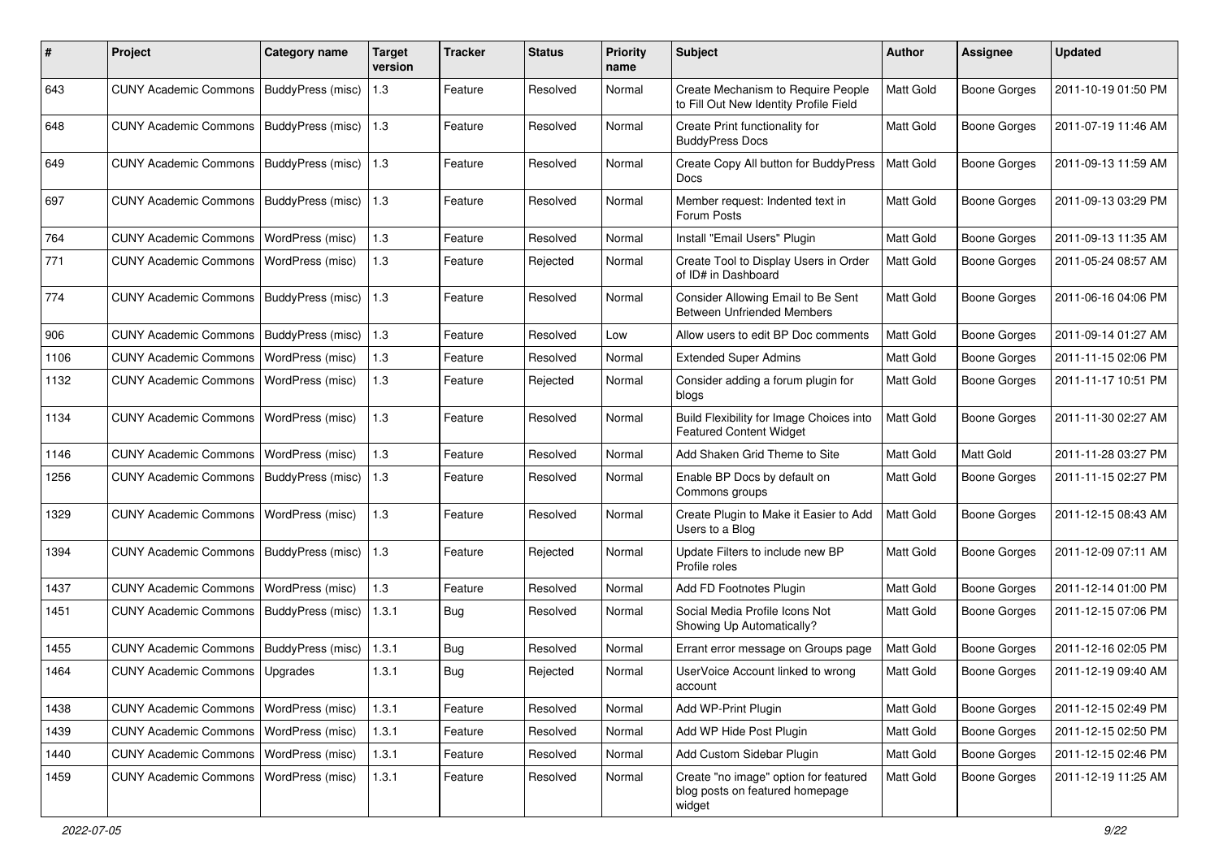| # | Project | Category name | Target version | Tracker | Status | Priority name | Subject | Author | Assignee | Updated |
|---|---|---|---|---|---|---|---|---|---|---|
| 643 | CUNY Academic Commons | BuddyPress (misc) | 1.3 | Feature | Resolved | Normal | Create Mechanism to Require People to Fill Out New Identity Profile Field | Matt Gold | Boone Gorges | 2011-10-19 01:50 PM |
| 648 | CUNY Academic Commons | BuddyPress (misc) | 1.3 | Feature | Resolved | Normal | Create Print functionality for BuddyPress Docs | Matt Gold | Boone Gorges | 2011-07-19 11:46 AM |
| 649 | CUNY Academic Commons | BuddyPress (misc) | 1.3 | Feature | Resolved | Normal | Create Copy All button for BuddyPress Docs | Matt Gold | Boone Gorges | 2011-09-13 11:59 AM |
| 697 | CUNY Academic Commons | BuddyPress (misc) | 1.3 | Feature | Resolved | Normal | Member request: Indented text in Forum Posts | Matt Gold | Boone Gorges | 2011-09-13 03:29 PM |
| 764 | CUNY Academic Commons | WordPress (misc) | 1.3 | Feature | Resolved | Normal | Install "Email Users" Plugin | Matt Gold | Boone Gorges | 2011-09-13 11:35 AM |
| 771 | CUNY Academic Commons | WordPress (misc) | 1.3 | Feature | Rejected | Normal | Create Tool to Display Users in Order of ID# in Dashboard | Matt Gold | Boone Gorges | 2011-05-24 08:57 AM |
| 774 | CUNY Academic Commons | BuddyPress (misc) | 1.3 | Feature | Resolved | Normal | Consider Allowing Email to Be Sent Between Unfriended Members | Matt Gold | Boone Gorges | 2011-06-16 04:06 PM |
| 906 | CUNY Academic Commons | BuddyPress (misc) | 1.3 | Feature | Resolved | Low | Allow users to edit BP Doc comments | Matt Gold | Boone Gorges | 2011-09-14 01:27 AM |
| 1106 | CUNY Academic Commons | WordPress (misc) | 1.3 | Feature | Resolved | Normal | Extended Super Admins | Matt Gold | Boone Gorges | 2011-11-15 02:06 PM |
| 1132 | CUNY Academic Commons | WordPress (misc) | 1.3 | Feature | Rejected | Normal | Consider adding a forum plugin for blogs | Matt Gold | Boone Gorges | 2011-11-17 10:51 PM |
| 1134 | CUNY Academic Commons | WordPress (misc) | 1.3 | Feature | Resolved | Normal | Build Flexibility for Image Choices into Featured Content Widget | Matt Gold | Boone Gorges | 2011-11-30 02:27 AM |
| 1146 | CUNY Academic Commons | WordPress (misc) | 1.3 | Feature | Resolved | Normal | Add Shaken Grid Theme to Site | Matt Gold | Matt Gold | 2011-11-28 03:27 PM |
| 1256 | CUNY Academic Commons | BuddyPress (misc) | 1.3 | Feature | Resolved | Normal | Enable BP Docs by default on Commons groups | Matt Gold | Boone Gorges | 2011-11-15 02:27 PM |
| 1329 | CUNY Academic Commons | WordPress (misc) | 1.3 | Feature | Resolved | Normal | Create Plugin to Make it Easier to Add Users to a Blog | Matt Gold | Boone Gorges | 2011-12-15 08:43 AM |
| 1394 | CUNY Academic Commons | BuddyPress (misc) | 1.3 | Feature | Rejected | Normal | Update Filters to include new BP Profile roles | Matt Gold | Boone Gorges | 2011-12-09 07:11 AM |
| 1437 | CUNY Academic Commons | WordPress (misc) | 1.3 | Feature | Resolved | Normal | Add FD Footnotes Plugin | Matt Gold | Boone Gorges | 2011-12-14 01:00 PM |
| 1451 | CUNY Academic Commons | BuddyPress (misc) | 1.3.1 | Bug | Resolved | Normal | Social Media Profile Icons Not Showing Up Automatically? | Matt Gold | Boone Gorges | 2011-12-15 07:06 PM |
| 1455 | CUNY Academic Commons | BuddyPress (misc) | 1.3.1 | Bug | Resolved | Normal | Errant error message on Groups page | Matt Gold | Boone Gorges | 2011-12-16 02:05 PM |
| 1464 | CUNY Academic Commons | Upgrades | 1.3.1 | Bug | Rejected | Normal | UserVoice Account linked to wrong account | Matt Gold | Boone Gorges | 2011-12-19 09:40 AM |
| 1438 | CUNY Academic Commons | WordPress (misc) | 1.3.1 | Feature | Resolved | Normal | Add WP-Print Plugin | Matt Gold | Boone Gorges | 2011-12-15 02:49 PM |
| 1439 | CUNY Academic Commons | WordPress (misc) | 1.3.1 | Feature | Resolved | Normal | Add WP Hide Post Plugin | Matt Gold | Boone Gorges | 2011-12-15 02:50 PM |
| 1440 | CUNY Academic Commons | WordPress (misc) | 1.3.1 | Feature | Resolved | Normal | Add Custom Sidebar Plugin | Matt Gold | Boone Gorges | 2011-12-15 02:46 PM |
| 1459 | CUNY Academic Commons | WordPress (misc) | 1.3.1 | Feature | Resolved | Normal | Create "no image" option for featured blog posts on featured homepage widget | Matt Gold | Boone Gorges | 2011-12-19 11:25 AM |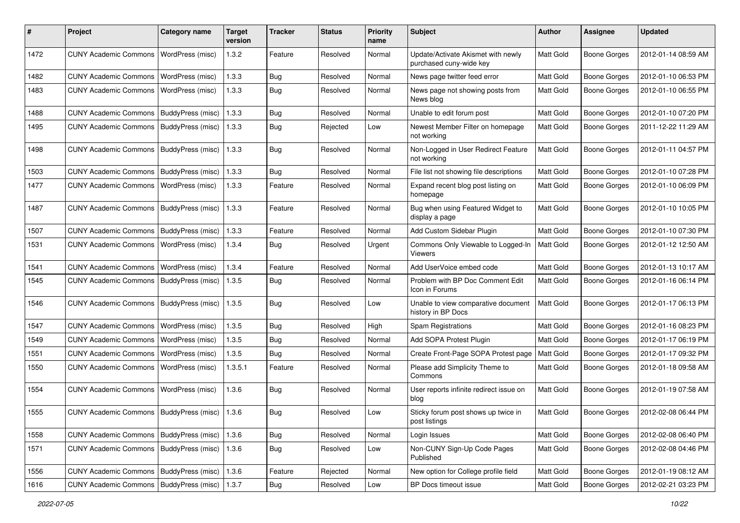| # | Project | Category name | Target version | Tracker | Status | Priority name | Subject | Author | Assignee | Updated |
|---|---|---|---|---|---|---|---|---|---|---|
| 1472 | CUNY Academic Commons | WordPress (misc) | 1.3.2 | Feature | Resolved | Normal | Update/Activate Akismet with newly purchased cuny-wide key | Matt Gold | Boone Gorges | 2012-01-14 08:59 AM |
| 1482 | CUNY Academic Commons | WordPress (misc) | 1.3.3 | Bug | Resolved | Normal | News page twitter feed error | Matt Gold | Boone Gorges | 2012-01-10 06:53 PM |
| 1483 | CUNY Academic Commons | WordPress (misc) | 1.3.3 | Bug | Resolved | Normal | News page not showing posts from News blog | Matt Gold | Boone Gorges | 2012-01-10 06:55 PM |
| 1488 | CUNY Academic Commons | BuddyPress (misc) | 1.3.3 | Bug | Resolved | Normal | Unable to edit forum post | Matt Gold | Boone Gorges | 2012-01-10 07:20 PM |
| 1495 | CUNY Academic Commons | BuddyPress (misc) | 1.3.3 | Bug | Rejected | Low | Newest Member Filter on homepage not working | Matt Gold | Boone Gorges | 2011-12-22 11:29 AM |
| 1498 | CUNY Academic Commons | BuddyPress (misc) | 1.3.3 | Bug | Resolved | Normal | Non-Logged in User Redirect Feature not working | Matt Gold | Boone Gorges | 2012-01-11 04:57 PM |
| 1503 | CUNY Academic Commons | BuddyPress (misc) | 1.3.3 | Bug | Resolved | Normal | File list not showing file descriptions | Matt Gold | Boone Gorges | 2012-01-10 07:28 PM |
| 1477 | CUNY Academic Commons | WordPress (misc) | 1.3.3 | Feature | Resolved | Normal | Expand recent blog post listing on homepage | Matt Gold | Boone Gorges | 2012-01-10 06:09 PM |
| 1487 | CUNY Academic Commons | BuddyPress (misc) | 1.3.3 | Feature | Resolved | Normal | Bug when using Featured Widget to display a page | Matt Gold | Boone Gorges | 2012-01-10 10:05 PM |
| 1507 | CUNY Academic Commons | BuddyPress (misc) | 1.3.3 | Feature | Resolved | Normal | Add Custom Sidebar Plugin | Matt Gold | Boone Gorges | 2012-01-10 07:30 PM |
| 1531 | CUNY Academic Commons | WordPress (misc) | 1.3.4 | Bug | Resolved | Urgent | Commons Only Viewable to Logged-In Viewers | Matt Gold | Boone Gorges | 2012-01-12 12:50 AM |
| 1541 | CUNY Academic Commons | WordPress (misc) | 1.3.4 | Feature | Resolved | Normal | Add UserVoice embed code | Matt Gold | Boone Gorges | 2012-01-13 10:17 AM |
| 1545 | CUNY Academic Commons | BuddyPress (misc) | 1.3.5 | Bug | Resolved | Normal | Problem with BP Doc Comment Edit Icon in Forums | Matt Gold | Boone Gorges | 2012-01-16 06:14 PM |
| 1546 | CUNY Academic Commons | BuddyPress (misc) | 1.3.5 | Bug | Resolved | Low | Unable to view comparative document history in BP Docs | Matt Gold | Boone Gorges | 2012-01-17 06:13 PM |
| 1547 | CUNY Academic Commons | WordPress (misc) | 1.3.5 | Bug | Resolved | High | Spam Registrations | Matt Gold | Boone Gorges | 2012-01-16 08:23 PM |
| 1549 | CUNY Academic Commons | WordPress (misc) | 1.3.5 | Bug | Resolved | Normal | Add SOPA Protest Plugin | Matt Gold | Boone Gorges | 2012-01-17 06:19 PM |
| 1551 | CUNY Academic Commons | WordPress (misc) | 1.3.5 | Bug | Resolved | Normal | Create Front-Page SOPA Protest page | Matt Gold | Boone Gorges | 2012-01-17 09:32 PM |
| 1550 | CUNY Academic Commons | WordPress (misc) | 1.3.5.1 | Feature | Resolved | Normal | Please add Simplicity Theme to Commons | Matt Gold | Boone Gorges | 2012-01-18 09:58 AM |
| 1554 | CUNY Academic Commons | WordPress (misc) | 1.3.6 | Bug | Resolved | Normal | User reports infinite redirect issue on blog | Matt Gold | Boone Gorges | 2012-01-19 07:58 AM |
| 1555 | CUNY Academic Commons | BuddyPress (misc) | 1.3.6 | Bug | Resolved | Low | Sticky forum post shows up twice in post listings | Matt Gold | Boone Gorges | 2012-02-08 06:44 PM |
| 1558 | CUNY Academic Commons | BuddyPress (misc) | 1.3.6 | Bug | Resolved | Normal | Login Issues | Matt Gold | Boone Gorges | 2012-02-08 06:40 PM |
| 1571 | CUNY Academic Commons | BuddyPress (misc) | 1.3.6 | Bug | Resolved | Low | Non-CUNY Sign-Up Code Pages Published | Matt Gold | Boone Gorges | 2012-02-08 04:46 PM |
| 1556 | CUNY Academic Commons | BuddyPress (misc) | 1.3.6 | Feature | Rejected | Normal | New option for College profile field | Matt Gold | Boone Gorges | 2012-01-19 08:12 AM |
| 1616 | CUNY Academic Commons | BuddyPress (misc) | 1.3.7 | Bug | Resolved | Low | BP Docs timeout issue | Matt Gold | Boone Gorges | 2012-02-21 03:23 PM |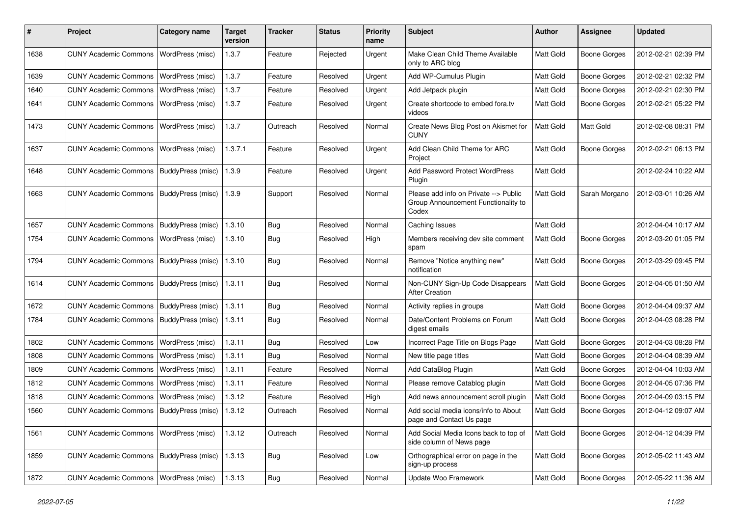| # | Project | Category name | Target version | Tracker | Status | Priority name | Subject | Author | Assignee | Updated |
|---|---|---|---|---|---|---|---|---|---|---|
| 1638 | CUNY Academic Commons | WordPress (misc) | 1.3.7 | Feature | Rejected | Urgent | Make Clean Child Theme Available only to ARC blog | Matt Gold | Boone Gorges | 2012-02-21 02:39 PM |
| 1639 | CUNY Academic Commons | WordPress (misc) | 1.3.7 | Feature | Resolved | Urgent | Add WP-Cumulus Plugin | Matt Gold | Boone Gorges | 2012-02-21 02:32 PM |
| 1640 | CUNY Academic Commons | WordPress (misc) | 1.3.7 | Feature | Resolved | Urgent | Add Jetpack plugin | Matt Gold | Boone Gorges | 2012-02-21 02:30 PM |
| 1641 | CUNY Academic Commons | WordPress (misc) | 1.3.7 | Feature | Resolved | Urgent | Create shortcode to embed fora.tv videos | Matt Gold | Boone Gorges | 2012-02-21 05:22 PM |
| 1473 | CUNY Academic Commons | WordPress (misc) | 1.3.7 | Outreach | Resolved | Normal | Create News Blog Post on Akismet for CUNY | Matt Gold | Matt Gold | 2012-02-08 08:31 PM |
| 1637 | CUNY Academic Commons | WordPress (misc) | 1.3.7.1 | Feature | Resolved | Urgent | Add Clean Child Theme for ARC Project | Matt Gold | Boone Gorges | 2012-02-21 06:13 PM |
| 1648 | CUNY Academic Commons | BuddyPress (misc) | 1.3.9 | Feature | Resolved | Urgent | Add Password Protect WordPress Plugin | Matt Gold | | 2012-02-24 10:22 AM |
| 1663 | CUNY Academic Commons | BuddyPress (misc) | 1.3.9 | Support | Resolved | Normal | Please add info on Private --> Public Group Announcement Functionality to Codex | Matt Gold | Sarah Morgano | 2012-03-01 10:26 AM |
| 1657 | CUNY Academic Commons | BuddyPress (misc) | 1.3.10 | Bug | Resolved | Normal | Caching Issues | Matt Gold | | 2012-04-04 10:17 AM |
| 1754 | CUNY Academic Commons | WordPress (misc) | 1.3.10 | Bug | Resolved | High | Members receiving dev site comment spam | Matt Gold | Boone Gorges | 2012-03-20 01:05 PM |
| 1794 | CUNY Academic Commons | BuddyPress (misc) | 1.3.10 | Bug | Resolved | Normal | Remove "Notice anything new" notification | Matt Gold | Boone Gorges | 2012-03-29 09:45 PM |
| 1614 | CUNY Academic Commons | BuddyPress (misc) | 1.3.11 | Bug | Resolved | Normal | Non-CUNY Sign-Up Code Disappears After Creation | Matt Gold | Boone Gorges | 2012-04-05 01:50 AM |
| 1672 | CUNY Academic Commons | BuddyPress (misc) | 1.3.11 | Bug | Resolved | Normal | Activity replies in groups | Matt Gold | Boone Gorges | 2012-04-04 09:37 AM |
| 1784 | CUNY Academic Commons | BuddyPress (misc) | 1.3.11 | Bug | Resolved | Normal | Date/Content Problems on Forum digest emails | Matt Gold | Boone Gorges | 2012-04-03 08:28 PM |
| 1802 | CUNY Academic Commons | WordPress (misc) | 1.3.11 | Bug | Resolved | Low | Incorrect Page Title on Blogs Page | Matt Gold | Boone Gorges | 2012-04-03 08:28 PM |
| 1808 | CUNY Academic Commons | WordPress (misc) | 1.3.11 | Bug | Resolved | Normal | New title page titles | Matt Gold | Boone Gorges | 2012-04-04 08:39 AM |
| 1809 | CUNY Academic Commons | WordPress (misc) | 1.3.11 | Feature | Resolved | Normal | Add CataBlog Plugin | Matt Gold | Boone Gorges | 2012-04-04 10:03 AM |
| 1812 | CUNY Academic Commons | WordPress (misc) | 1.3.11 | Feature | Resolved | Normal | Please remove Catablog plugin | Matt Gold | Boone Gorges | 2012-04-05 07:36 PM |
| 1818 | CUNY Academic Commons | WordPress (misc) | 1.3.12 | Feature | Resolved | High | Add news announcement scroll plugin | Matt Gold | Boone Gorges | 2012-04-09 03:15 PM |
| 1560 | CUNY Academic Commons | BuddyPress (misc) | 1.3.12 | Outreach | Resolved | Normal | Add social media icons/info to About page and Contact Us page | Matt Gold | Boone Gorges | 2012-04-12 09:07 AM |
| 1561 | CUNY Academic Commons | WordPress (misc) | 1.3.12 | Outreach | Resolved | Normal | Add Social Media Icons back to top of side column of News page | Matt Gold | Boone Gorges | 2012-04-12 04:39 PM |
| 1859 | CUNY Academic Commons | BuddyPress (misc) | 1.3.13 | Bug | Resolved | Low | Orthographical error on page in the sign-up process | Matt Gold | Boone Gorges | 2012-05-02 11:43 AM |
| 1872 | CUNY Academic Commons | WordPress (misc) | 1.3.13 | Bug | Resolved | Normal | Update Woo Framework | Matt Gold | Boone Gorges | 2012-05-22 11:36 AM |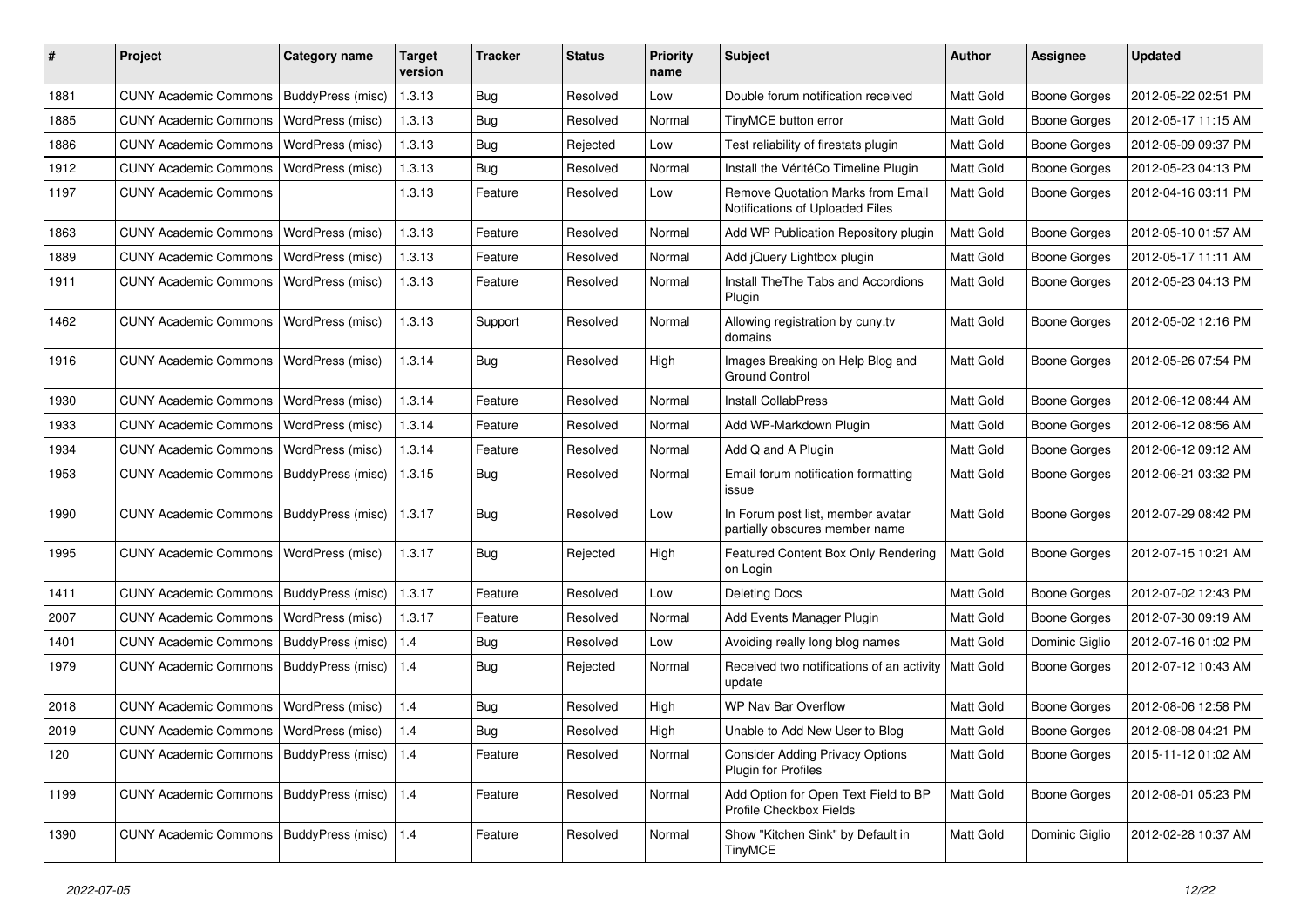| # | Project | Category name | Target version | Tracker | Status | Priority name | Subject | Author | Assignee | Updated |
|---|---|---|---|---|---|---|---|---|---|---|
| 1881 | CUNY Academic Commons | BuddyPress (misc) | 1.3.13 | Bug | Resolved | Low | Double forum notification received | Matt Gold | Boone Gorges | 2012-05-22 02:51 PM |
| 1885 | CUNY Academic Commons | WordPress (misc) | 1.3.13 | Bug | Resolved | Normal | TinyMCE button error | Matt Gold | Boone Gorges | 2012-05-17 11:15 AM |
| 1886 | CUNY Academic Commons | WordPress (misc) | 1.3.13 | Bug | Rejected | Low | Test reliability of firestats plugin | Matt Gold | Boone Gorges | 2012-05-09 09:37 PM |
| 1912 | CUNY Academic Commons | WordPress (misc) | 1.3.13 | Bug | Resolved | Normal | Install the VéritéCo Timeline Plugin | Matt Gold | Boone Gorges | 2012-05-23 04:13 PM |
| 1197 | CUNY Academic Commons | | 1.3.13 | Feature | Resolved | Low | Remove Quotation Marks from Email Notifications of Uploaded Files | Matt Gold | Boone Gorges | 2012-04-16 03:11 PM |
| 1863 | CUNY Academic Commons | WordPress (misc) | 1.3.13 | Feature | Resolved | Normal | Add WP Publication Repository plugin | Matt Gold | Boone Gorges | 2012-05-10 01:57 AM |
| 1889 | CUNY Academic Commons | WordPress (misc) | 1.3.13 | Feature | Resolved | Normal | Add jQuery Lightbox plugin | Matt Gold | Boone Gorges | 2012-05-17 11:11 AM |
| 1911 | CUNY Academic Commons | WordPress (misc) | 1.3.13 | Feature | Resolved | Normal | Install TheThe Tabs and Accordions Plugin | Matt Gold | Boone Gorges | 2012-05-23 04:13 PM |
| 1462 | CUNY Academic Commons | WordPress (misc) | 1.3.13 | Support | Resolved | Normal | Allowing registration by cuny.tv domains | Matt Gold | Boone Gorges | 2012-05-02 12:16 PM |
| 1916 | CUNY Academic Commons | WordPress (misc) | 1.3.14 | Bug | Resolved | High | Images Breaking on Help Blog and Ground Control | Matt Gold | Boone Gorges | 2012-05-26 07:54 PM |
| 1930 | CUNY Academic Commons | WordPress (misc) | 1.3.14 | Feature | Resolved | Normal | Install CollabPress | Matt Gold | Boone Gorges | 2012-06-12 08:44 AM |
| 1933 | CUNY Academic Commons | WordPress (misc) | 1.3.14 | Feature | Resolved | Normal | Add WP-Markdown Plugin | Matt Gold | Boone Gorges | 2012-06-12 08:56 AM |
| 1934 | CUNY Academic Commons | WordPress (misc) | 1.3.14 | Feature | Resolved | Normal | Add Q and A Plugin | Matt Gold | Boone Gorges | 2012-06-12 09:12 AM |
| 1953 | CUNY Academic Commons | BuddyPress (misc) | 1.3.15 | Bug | Resolved | Normal | Email forum notification formatting issue | Matt Gold | Boone Gorges | 2012-06-21 03:32 PM |
| 1990 | CUNY Academic Commons | BuddyPress (misc) | 1.3.17 | Bug | Resolved | Low | In Forum post list, member avatar partially obscures member name | Matt Gold | Boone Gorges | 2012-07-29 08:42 PM |
| 1995 | CUNY Academic Commons | WordPress (misc) | 1.3.17 | Bug | Rejected | High | Featured Content Box Only Rendering on Login | Matt Gold | Boone Gorges | 2012-07-15 10:21 AM |
| 1411 | CUNY Academic Commons | BuddyPress (misc) | 1.3.17 | Feature | Resolved | Low | Deleting Docs | Matt Gold | Boone Gorges | 2012-07-02 12:43 PM |
| 2007 | CUNY Academic Commons | WordPress (misc) | 1.3.17 | Feature | Resolved | Normal | Add Events Manager Plugin | Matt Gold | Boone Gorges | 2012-07-30 09:19 AM |
| 1401 | CUNY Academic Commons | BuddyPress (misc) | 1.4 | Bug | Resolved | Low | Avoiding really long blog names | Matt Gold | Dominic Giglio | 2012-07-16 01:02 PM |
| 1979 | CUNY Academic Commons | BuddyPress (misc) | 1.4 | Bug | Rejected | Normal | Received two notifications of an activity update | Matt Gold | Boone Gorges | 2012-07-12 10:43 AM |
| 2018 | CUNY Academic Commons | WordPress (misc) | 1.4 | Bug | Resolved | High | WP Nav Bar Overflow | Matt Gold | Boone Gorges | 2012-08-06 12:58 PM |
| 2019 | CUNY Academic Commons | WordPress (misc) | 1.4 | Bug | Resolved | High | Unable to Add New User to Blog | Matt Gold | Boone Gorges | 2012-08-08 04:21 PM |
| 120 | CUNY Academic Commons | BuddyPress (misc) | 1.4 | Feature | Resolved | Normal | Consider Adding Privacy Options Plugin for Profiles | Matt Gold | Boone Gorges | 2015-11-12 01:02 AM |
| 1199 | CUNY Academic Commons | BuddyPress (misc) | 1.4 | Feature | Resolved | Normal | Add Option for Open Text Field to BP Profile Checkbox Fields | Matt Gold | Boone Gorges | 2012-08-01 05:23 PM |
| 1390 | CUNY Academic Commons | BuddyPress (misc) | 1.4 | Feature | Resolved | Normal | Show "Kitchen Sink" by Default in TinyMCE | Matt Gold | Dominic Giglio | 2012-02-28 10:37 AM |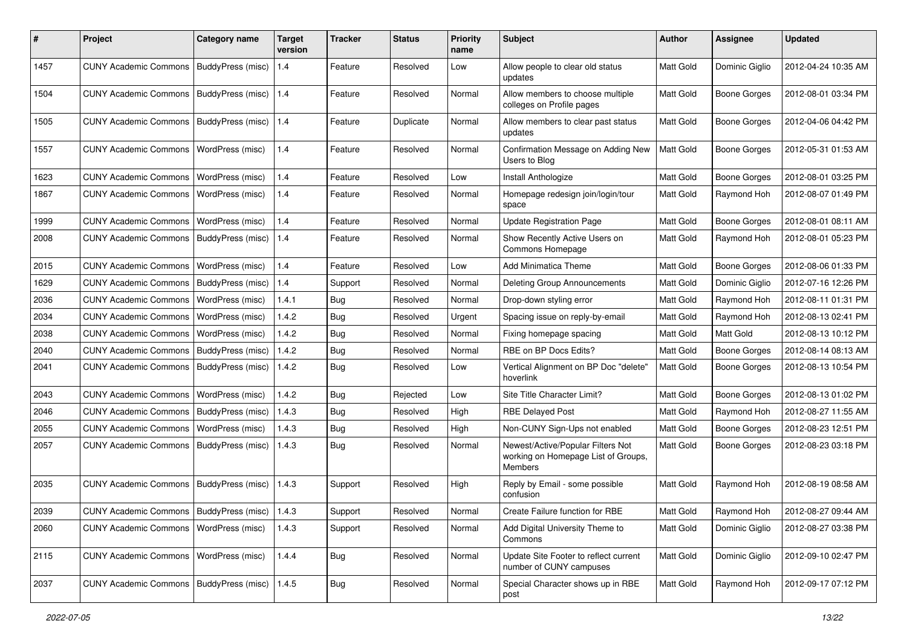| # | Project | Category name | Target version | Tracker | Status | Priority name | Subject | Author | Assignee | Updated |
|---|---|---|---|---|---|---|---|---|---|---|
| 1457 | CUNY Academic Commons | BuddyPress (misc) | 1.4 | Feature | Resolved | Low | Allow people to clear old status updates | Matt Gold | Dominic Giglio | 2012-04-24 10:35 AM |
| 1504 | CUNY Academic Commons | BuddyPress (misc) | 1.4 | Feature | Resolved | Normal | Allow members to choose multiple colleges on Profile pages | Matt Gold | Boone Gorges | 2012-08-01 03:34 PM |
| 1505 | CUNY Academic Commons | BuddyPress (misc) | 1.4 | Feature | Duplicate | Normal | Allow members to clear past status updates | Matt Gold | Boone Gorges | 2012-04-06 04:42 PM |
| 1557 | CUNY Academic Commons | WordPress (misc) | 1.4 | Feature | Resolved | Normal | Confirmation Message on Adding New Users to Blog | Matt Gold | Boone Gorges | 2012-05-31 01:53 AM |
| 1623 | CUNY Academic Commons | WordPress (misc) | 1.4 | Feature | Resolved | Low | Install Anthologize | Matt Gold | Boone Gorges | 2012-08-01 03:25 PM |
| 1867 | CUNY Academic Commons | WordPress (misc) | 1.4 | Feature | Resolved | Normal | Homepage redesign join/login/tour space | Matt Gold | Raymond Hoh | 2012-08-07 01:49 PM |
| 1999 | CUNY Academic Commons | WordPress (misc) | 1.4 | Feature | Resolved | Normal | Update Registration Page | Matt Gold | Boone Gorges | 2012-08-01 08:11 AM |
| 2008 | CUNY Academic Commons | BuddyPress (misc) | 1.4 | Feature | Resolved | Normal | Show Recently Active Users on Commons Homepage | Matt Gold | Raymond Hoh | 2012-08-01 05:23 PM |
| 2015 | CUNY Academic Commons | WordPress (misc) | 1.4 | Feature | Resolved | Low | Add Minimatica Theme | Matt Gold | Boone Gorges | 2012-08-06 01:33 PM |
| 1629 | CUNY Academic Commons | BuddyPress (misc) | 1.4 | Support | Resolved | Normal | Deleting Group Announcements | Matt Gold | Dominic Giglio | 2012-07-16 12:26 PM |
| 2036 | CUNY Academic Commons | WordPress (misc) | 1.4.1 | Bug | Resolved | Normal | Drop-down styling error | Matt Gold | Raymond Hoh | 2012-08-11 01:31 PM |
| 2034 | CUNY Academic Commons | WordPress (misc) | 1.4.2 | Bug | Resolved | Urgent | Spacing issue on reply-by-email | Matt Gold | Raymond Hoh | 2012-08-13 02:41 PM |
| 2038 | CUNY Academic Commons | WordPress (misc) | 1.4.2 | Bug | Resolved | Normal | Fixing homepage spacing | Matt Gold | Matt Gold | 2012-08-13 10:12 PM |
| 2040 | CUNY Academic Commons | BuddyPress (misc) | 1.4.2 | Bug | Resolved | Normal | RBE on BP Docs Edits? | Matt Gold | Boone Gorges | 2012-08-14 08:13 AM |
| 2041 | CUNY Academic Commons | BuddyPress (misc) | 1.4.2 | Bug | Resolved | Low | Vertical Alignment on BP Doc "delete" hoverlink | Matt Gold | Boone Gorges | 2012-08-13 10:54 PM |
| 2043 | CUNY Academic Commons | WordPress (misc) | 1.4.2 | Bug | Rejected | Low | Site Title Character Limit? | Matt Gold | Boone Gorges | 2012-08-13 01:02 PM |
| 2046 | CUNY Academic Commons | BuddyPress (misc) | 1.4.3 | Bug | Resolved | High | RBE Delayed Post | Matt Gold | Raymond Hoh | 2012-08-27 11:55 AM |
| 2055 | CUNY Academic Commons | WordPress (misc) | 1.4.3 | Bug | Resolved | High | Non-CUNY Sign-Ups not enabled | Matt Gold | Boone Gorges | 2012-08-23 12:51 PM |
| 2057 | CUNY Academic Commons | BuddyPress (misc) | 1.4.3 | Bug | Resolved | Normal | Newest/Active/Popular Filters Not working on Homepage List of Groups, Members | Matt Gold | Boone Gorges | 2012-08-23 03:18 PM |
| 2035 | CUNY Academic Commons | BuddyPress (misc) | 1.4.3 | Support | Resolved | High | Reply by Email - some possible confusion | Matt Gold | Raymond Hoh | 2012-08-19 08:58 AM |
| 2039 | CUNY Academic Commons | BuddyPress (misc) | 1.4.3 | Support | Resolved | Normal | Create Failure function for RBE | Matt Gold | Raymond Hoh | 2012-08-27 09:44 AM |
| 2060 | CUNY Academic Commons | WordPress (misc) | 1.4.3 | Support | Resolved | Normal | Add Digital University Theme to Commons | Matt Gold | Dominic Giglio | 2012-08-27 03:38 PM |
| 2115 | CUNY Academic Commons | WordPress (misc) | 1.4.4 | Bug | Resolved | Normal | Update Site Footer to reflect current number of CUNY campuses | Matt Gold | Dominic Giglio | 2012-09-10 02:47 PM |
| 2037 | CUNY Academic Commons | BuddyPress (misc) | 1.4.5 | Bug | Resolved | Normal | Special Character shows up in RBE post | Matt Gold | Raymond Hoh | 2012-09-17 07:12 PM |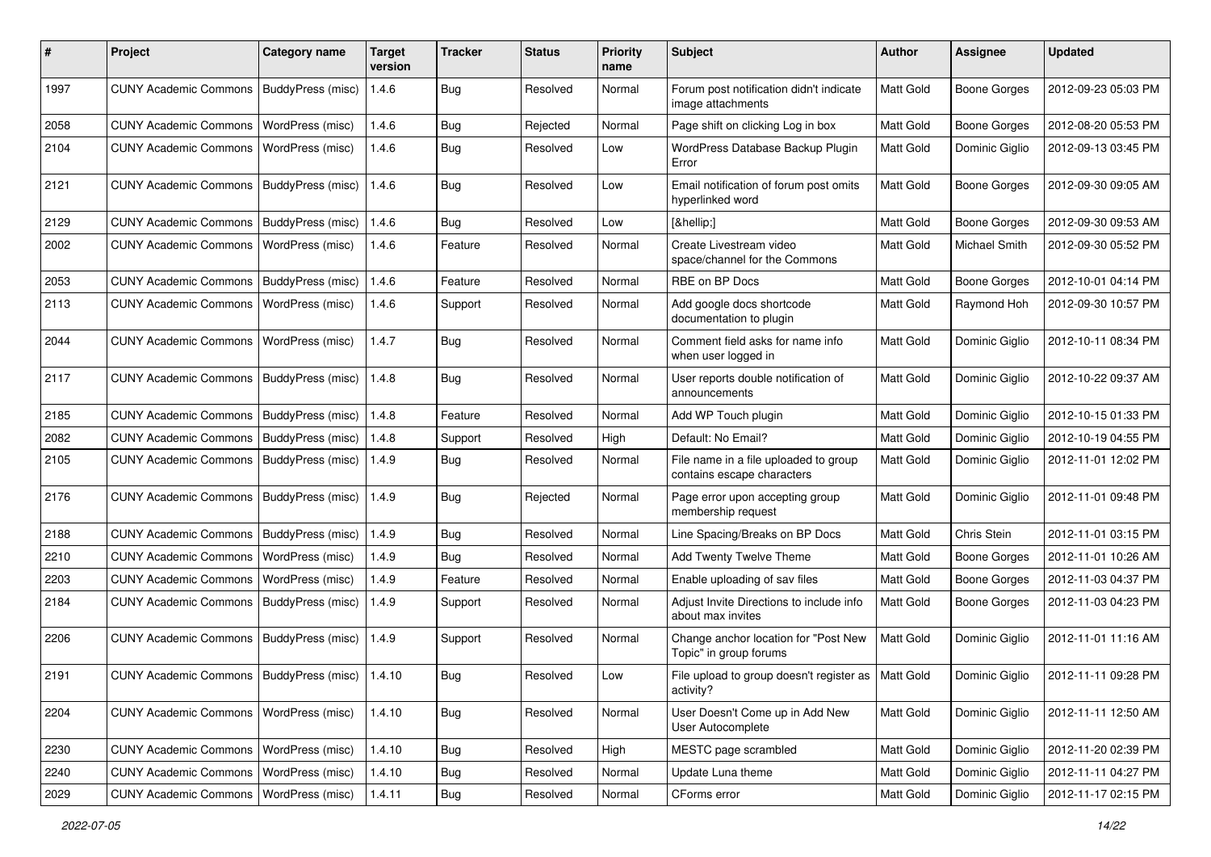| # | Project | Category name | Target version | Tracker | Status | Priority name | Subject | Author | Assignee | Updated |
|---|---|---|---|---|---|---|---|---|---|---|
| 1997 | CUNY Academic Commons | BuddyPress (misc) | 1.4.6 | Bug | Resolved | Normal | Forum post notification didn't indicate image attachments | Matt Gold | Boone Gorges | 2012-09-23 05:03 PM |
| 2058 | CUNY Academic Commons | WordPress (misc) | 1.4.6 | Bug | Rejected | Normal | Page shift on clicking Log in box | Matt Gold | Boone Gorges | 2012-08-20 05:53 PM |
| 2104 | CUNY Academic Commons | WordPress (misc) | 1.4.6 | Bug | Resolved | Low | WordPress Database Backup Plugin Error | Matt Gold | Dominic Giglio | 2012-09-13 03:45 PM |
| 2121 | CUNY Academic Commons | BuddyPress (misc) | 1.4.6 | Bug | Resolved | Low | Email notification of forum post omits hyperlinked word | Matt Gold | Boone Gorges | 2012-09-30 09:05 AM |
| 2129 | CUNY Academic Commons | BuddyPress (misc) | 1.4.6 | Bug | Resolved | Low | [&hellip;] | Matt Gold | Boone Gorges | 2012-09-30 09:53 AM |
| 2002 | CUNY Academic Commons | WordPress (misc) | 1.4.6 | Feature | Resolved | Normal | Create Livestream video space/channel for the Commons | Matt Gold | Michael Smith | 2012-09-30 05:52 PM |
| 2053 | CUNY Academic Commons | BuddyPress (misc) | 1.4.6 | Feature | Resolved | Normal | RBE on BP Docs | Matt Gold | Boone Gorges | 2012-10-01 04:14 PM |
| 2113 | CUNY Academic Commons | WordPress (misc) | 1.4.6 | Support | Resolved | Normal | Add google docs shortcode documentation to plugin | Matt Gold | Raymond Hoh | 2012-09-30 10:57 PM |
| 2044 | CUNY Academic Commons | WordPress (misc) | 1.4.7 | Bug | Resolved | Normal | Comment field asks for name info when user logged in | Matt Gold | Dominic Giglio | 2012-10-11 08:34 PM |
| 2117 | CUNY Academic Commons | BuddyPress (misc) | 1.4.8 | Bug | Resolved | Normal | User reports double notification of announcements | Matt Gold | Dominic Giglio | 2012-10-22 09:37 AM |
| 2185 | CUNY Academic Commons | BuddyPress (misc) | 1.4.8 | Feature | Resolved | Normal | Add WP Touch plugin | Matt Gold | Dominic Giglio | 2012-10-15 01:33 PM |
| 2082 | CUNY Academic Commons | BuddyPress (misc) | 1.4.8 | Support | Resolved | High | Default: No Email? | Matt Gold | Dominic Giglio | 2012-10-19 04:55 PM |
| 2105 | CUNY Academic Commons | BuddyPress (misc) | 1.4.9 | Bug | Resolved | Normal | File name in a file uploaded to group contains escape characters | Matt Gold | Dominic Giglio | 2012-11-01 12:02 PM |
| 2176 | CUNY Academic Commons | BuddyPress (misc) | 1.4.9 | Bug | Rejected | Normal | Page error upon accepting group membership request | Matt Gold | Dominic Giglio | 2012-11-01 09:48 PM |
| 2188 | CUNY Academic Commons | BuddyPress (misc) | 1.4.9 | Bug | Resolved | Normal | Line Spacing/Breaks on BP Docs | Matt Gold | Chris Stein | 2012-11-01 03:15 PM |
| 2210 | CUNY Academic Commons | WordPress (misc) | 1.4.9 | Bug | Resolved | Normal | Add Twenty Twelve Theme | Matt Gold | Boone Gorges | 2012-11-01 10:26 AM |
| 2203 | CUNY Academic Commons | WordPress (misc) | 1.4.9 | Feature | Resolved | Normal | Enable uploading of sav files | Matt Gold | Boone Gorges | 2012-11-03 04:37 PM |
| 2184 | CUNY Academic Commons | BuddyPress (misc) | 1.4.9 | Support | Resolved | Normal | Adjust Invite Directions to include info about max invites | Matt Gold | Boone Gorges | 2012-11-03 04:23 PM |
| 2206 | CUNY Academic Commons | BuddyPress (misc) | 1.4.9 | Support | Resolved | Normal | Change anchor location for "Post New Topic" in group forums | Matt Gold | Dominic Giglio | 2012-11-01 11:16 AM |
| 2191 | CUNY Academic Commons | BuddyPress (misc) | 1.4.10 | Bug | Resolved | Low | File upload to group doesn't register as activity? | Matt Gold | Dominic Giglio | 2012-11-11 09:28 PM |
| 2204 | CUNY Academic Commons | WordPress (misc) | 1.4.10 | Bug | Resolved | Normal | User Doesn't Come up in Add New User Autocomplete | Matt Gold | Dominic Giglio | 2012-11-11 12:50 AM |
| 2230 | CUNY Academic Commons | WordPress (misc) | 1.4.10 | Bug | Resolved | High | MESTC page scrambled | Matt Gold | Dominic Giglio | 2012-11-20 02:39 PM |
| 2240 | CUNY Academic Commons | WordPress (misc) | 1.4.10 | Bug | Resolved | Normal | Update Luna theme | Matt Gold | Dominic Giglio | 2012-11-11 04:27 PM |
| 2029 | CUNY Academic Commons | WordPress (misc) | 1.4.11 | Bug | Resolved | Normal | CForms error | Matt Gold | Dominic Giglio | 2012-11-17 02:15 PM |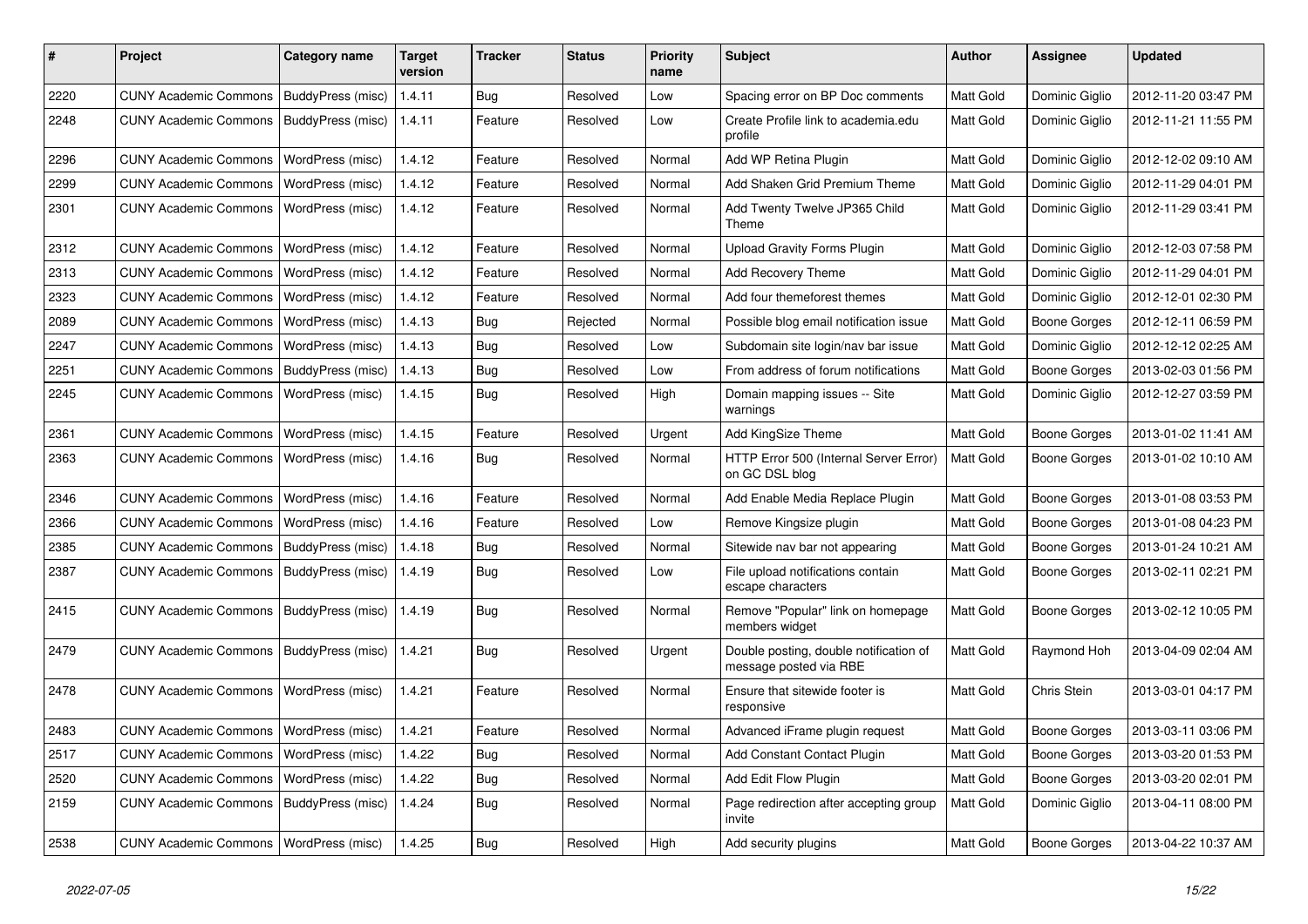| # | Project | Category name | Target version | Tracker | Status | Priority name | Subject | Author | Assignee | Updated |
|---|---|---|---|---|---|---|---|---|---|---|
| 2220 | CUNY Academic Commons | BuddyPress (misc) | 1.4.11 | Bug | Resolved | Low | Spacing error on BP Doc comments | Matt Gold | Dominic Giglio | 2012-11-20 03:47 PM |
| 2248 | CUNY Academic Commons | BuddyPress (misc) | 1.4.11 | Feature | Resolved | Low | Create Profile link to academia.edu profile | Matt Gold | Dominic Giglio | 2012-11-21 11:55 PM |
| 2296 | CUNY Academic Commons | WordPress (misc) | 1.4.12 | Feature | Resolved | Normal | Add WP Retina Plugin | Matt Gold | Dominic Giglio | 2012-12-02 09:10 AM |
| 2299 | CUNY Academic Commons | WordPress (misc) | 1.4.12 | Feature | Resolved | Normal | Add Shaken Grid Premium Theme | Matt Gold | Dominic Giglio | 2012-11-29 04:01 PM |
| 2301 | CUNY Academic Commons | WordPress (misc) | 1.4.12 | Feature | Resolved | Normal | Add Twenty Twelve JP365 Child Theme | Matt Gold | Dominic Giglio | 2012-11-29 03:41 PM |
| 2312 | CUNY Academic Commons | WordPress (misc) | 1.4.12 | Feature | Resolved | Normal | Upload Gravity Forms Plugin | Matt Gold | Dominic Giglio | 2012-12-03 07:58 PM |
| 2313 | CUNY Academic Commons | WordPress (misc) | 1.4.12 | Feature | Resolved | Normal | Add Recovery Theme | Matt Gold | Dominic Giglio | 2012-11-29 04:01 PM |
| 2323 | CUNY Academic Commons | WordPress (misc) | 1.4.12 | Feature | Resolved | Normal | Add four themeforest themes | Matt Gold | Dominic Giglio | 2012-12-01 02:30 PM |
| 2089 | CUNY Academic Commons | WordPress (misc) | 1.4.13 | Bug | Rejected | Normal | Possible blog email notification issue | Matt Gold | Boone Gorges | 2012-12-11 06:59 PM |
| 2247 | CUNY Academic Commons | WordPress (misc) | 1.4.13 | Bug | Resolved | Low | Subdomain site login/nav bar issue | Matt Gold | Dominic Giglio | 2012-12-12 02:25 AM |
| 2251 | CUNY Academic Commons | BuddyPress (misc) | 1.4.13 | Bug | Resolved | Low | From address of forum notifications | Matt Gold | Boone Gorges | 2013-02-03 01:56 PM |
| 2245 | CUNY Academic Commons | WordPress (misc) | 1.4.15 | Bug | Resolved | High | Domain mapping issues -- Site warnings | Matt Gold | Dominic Giglio | 2012-12-27 03:59 PM |
| 2361 | CUNY Academic Commons | WordPress (misc) | 1.4.15 | Feature | Resolved | Urgent | Add KingSize Theme | Matt Gold | Boone Gorges | 2013-01-02 11:41 AM |
| 2363 | CUNY Academic Commons | WordPress (misc) | 1.4.16 | Bug | Resolved | Normal | HTTP Error 500 (Internal Server Error) on GC DSL blog | Matt Gold | Boone Gorges | 2013-01-02 10:10 AM |
| 2346 | CUNY Academic Commons | WordPress (misc) | 1.4.16 | Feature | Resolved | Normal | Add Enable Media Replace Plugin | Matt Gold | Boone Gorges | 2013-01-08 03:53 PM |
| 2366 | CUNY Academic Commons | WordPress (misc) | 1.4.16 | Feature | Resolved | Low | Remove Kingsize plugin | Matt Gold | Boone Gorges | 2013-01-08 04:23 PM |
| 2385 | CUNY Academic Commons | BuddyPress (misc) | 1.4.18 | Bug | Resolved | Normal | Sitewide nav bar not appearing | Matt Gold | Boone Gorges | 2013-01-24 10:21 AM |
| 2387 | CUNY Academic Commons | BuddyPress (misc) | 1.4.19 | Bug | Resolved | Low | File upload notifications contain escape characters | Matt Gold | Boone Gorges | 2013-02-11 02:21 PM |
| 2415 | CUNY Academic Commons | BuddyPress (misc) | 1.4.19 | Bug | Resolved | Normal | Remove "Popular" link on homepage members widget | Matt Gold | Boone Gorges | 2013-02-12 10:05 PM |
| 2479 | CUNY Academic Commons | BuddyPress (misc) | 1.4.21 | Bug | Resolved | Urgent | Double posting, double notification of message posted via RBE | Matt Gold | Raymond Hoh | 2013-04-09 02:04 AM |
| 2478 | CUNY Academic Commons | WordPress (misc) | 1.4.21 | Feature | Resolved | Normal | Ensure that sitewide footer is responsive | Matt Gold | Chris Stein | 2013-03-01 04:17 PM |
| 2483 | CUNY Academic Commons | WordPress (misc) | 1.4.21 | Feature | Resolved | Normal | Advanced iFrame plugin request | Matt Gold | Boone Gorges | 2013-03-11 03:06 PM |
| 2517 | CUNY Academic Commons | WordPress (misc) | 1.4.22 | Bug | Resolved | Normal | Add Constant Contact Plugin | Matt Gold | Boone Gorges | 2013-03-20 01:53 PM |
| 2520 | CUNY Academic Commons | WordPress (misc) | 1.4.22 | Bug | Resolved | Normal | Add Edit Flow Plugin | Matt Gold | Boone Gorges | 2013-03-20 02:01 PM |
| 2159 | CUNY Academic Commons | BuddyPress (misc) | 1.4.24 | Bug | Resolved | Normal | Page redirection after accepting group invite | Matt Gold | Dominic Giglio | 2013-04-11 08:00 PM |
| 2538 | CUNY Academic Commons | WordPress (misc) | 1.4.25 | Bug | Resolved | High | Add security plugins | Matt Gold | Boone Gorges | 2013-04-22 10:37 AM |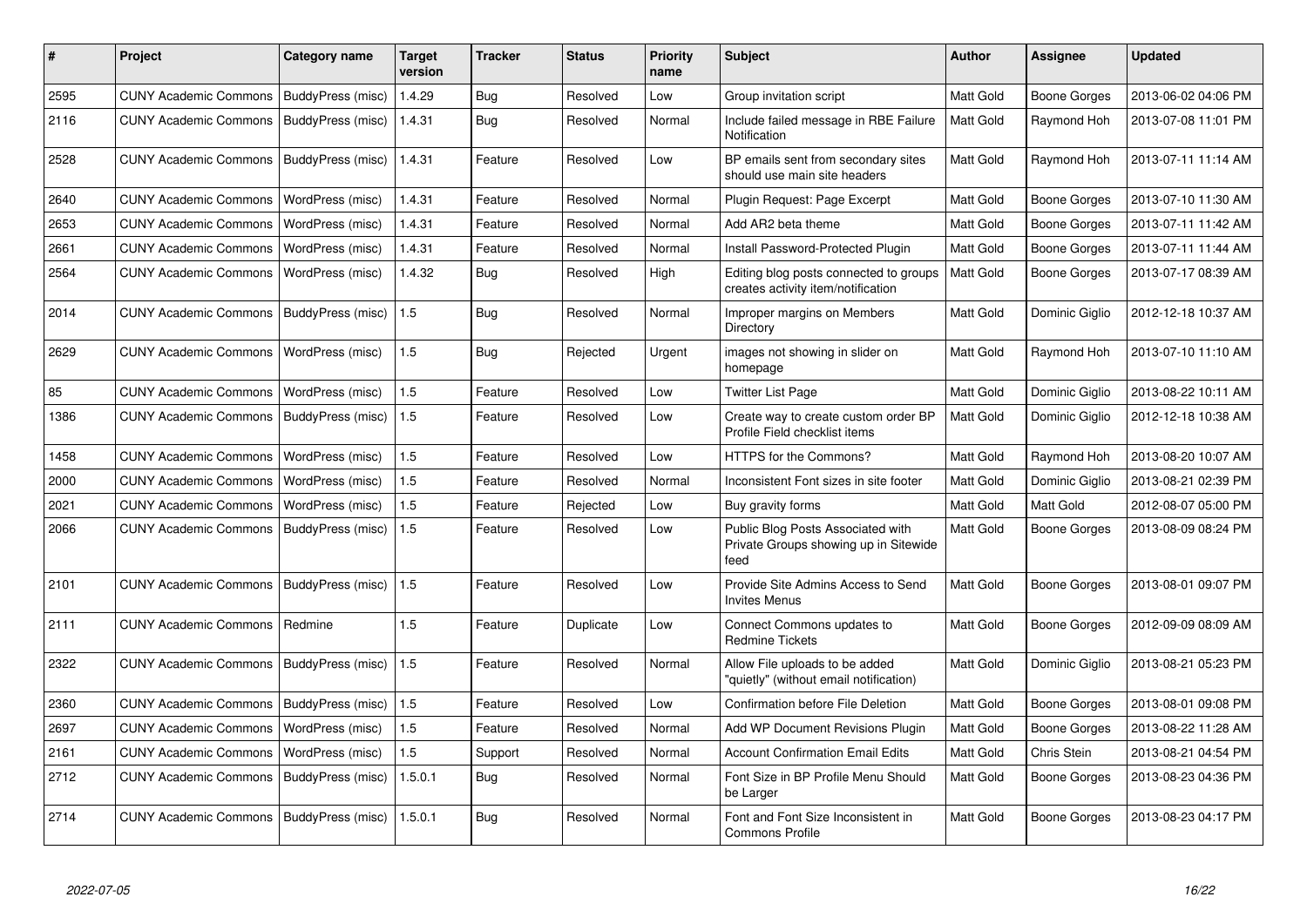| # | Project | Category name | Target version | Tracker | Status | Priority name | Subject | Author | Assignee | Updated |
|---|---|---|---|---|---|---|---|---|---|---|
| 2595 | CUNY Academic Commons | BuddyPress (misc) | 1.4.29 | Bug | Resolved | Low | Group invitation script | Matt Gold | Boone Gorges | 2013-06-02 04:06 PM |
| 2116 | CUNY Academic Commons | BuddyPress (misc) | 1.4.31 | Bug | Resolved | Normal | Include failed message in RBE Failure Notification | Matt Gold | Raymond Hoh | 2013-07-08 11:01 PM |
| 2528 | CUNY Academic Commons | BuddyPress (misc) | 1.4.31 | Feature | Resolved | Low | BP emails sent from secondary sites should use main site headers | Matt Gold | Raymond Hoh | 2013-07-11 11:14 AM |
| 2640 | CUNY Academic Commons | WordPress (misc) | 1.4.31 | Feature | Resolved | Normal | Plugin Request: Page Excerpt | Matt Gold | Boone Gorges | 2013-07-10 11:30 AM |
| 2653 | CUNY Academic Commons | WordPress (misc) | 1.4.31 | Feature | Resolved | Normal | Add AR2 beta theme | Matt Gold | Boone Gorges | 2013-07-11 11:42 AM |
| 2661 | CUNY Academic Commons | WordPress (misc) | 1.4.31 | Feature | Resolved | Normal | Install Password-Protected Plugin | Matt Gold | Boone Gorges | 2013-07-11 11:44 AM |
| 2564 | CUNY Academic Commons | WordPress (misc) | 1.4.32 | Bug | Resolved | High | Editing blog posts connected to groups creates activity item/notification | Matt Gold | Boone Gorges | 2013-07-17 08:39 AM |
| 2014 | CUNY Academic Commons | BuddyPress (misc) | 1.5 | Bug | Resolved | Normal | Improper margins on Members Directory | Matt Gold | Dominic Giglio | 2012-12-18 10:37 AM |
| 2629 | CUNY Academic Commons | WordPress (misc) | 1.5 | Bug | Rejected | Urgent | images not showing in slider on homepage | Matt Gold | Raymond Hoh | 2013-07-10 11:10 AM |
| 85 | CUNY Academic Commons | WordPress (misc) | 1.5 | Feature | Resolved | Low | Twitter List Page | Matt Gold | Dominic Giglio | 2013-08-22 10:11 AM |
| 1386 | CUNY Academic Commons | BuddyPress (misc) | 1.5 | Feature | Resolved | Low | Create way to create custom order BP Profile Field checklist items | Matt Gold | Dominic Giglio | 2012-12-18 10:38 AM |
| 1458 | CUNY Academic Commons | WordPress (misc) | 1.5 | Feature | Resolved | Low | HTTPS for the Commons? | Matt Gold | Raymond Hoh | 2013-08-20 10:07 AM |
| 2000 | CUNY Academic Commons | WordPress (misc) | 1.5 | Feature | Resolved | Normal | Inconsistent Font sizes in site footer | Matt Gold | Dominic Giglio | 2013-08-21 02:39 PM |
| 2021 | CUNY Academic Commons | WordPress (misc) | 1.5 | Feature | Rejected | Low | Buy gravity forms | Matt Gold | Matt Gold | 2012-08-07 05:00 PM |
| 2066 | CUNY Academic Commons | BuddyPress (misc) | 1.5 | Feature | Resolved | Low | Public Blog Posts Associated with Private Groups showing up in Sitewide feed | Matt Gold | Boone Gorges | 2013-08-09 08:24 PM |
| 2101 | CUNY Academic Commons | BuddyPress (misc) | 1.5 | Feature | Resolved | Low | Provide Site Admins Access to Send Invites Menus | Matt Gold | Boone Gorges | 2013-08-01 09:07 PM |
| 2111 | CUNY Academic Commons | Redmine | 1.5 | Feature | Duplicate | Low | Connect Commons updates to Redmine Tickets | Matt Gold | Boone Gorges | 2012-09-09 08:09 AM |
| 2322 | CUNY Academic Commons | BuddyPress (misc) | 1.5 | Feature | Resolved | Normal | Allow File uploads to be added "quietly" (without email notification) | Matt Gold | Dominic Giglio | 2013-08-21 05:23 PM |
| 2360 | CUNY Academic Commons | BuddyPress (misc) | 1.5 | Feature | Resolved | Low | Confirmation before File Deletion | Matt Gold | Boone Gorges | 2013-08-01 09:08 PM |
| 2697 | CUNY Academic Commons | WordPress (misc) | 1.5 | Feature | Resolved | Normal | Add WP Document Revisions Plugin | Matt Gold | Boone Gorges | 2013-08-22 11:28 AM |
| 2161 | CUNY Academic Commons | WordPress (misc) | 1.5 | Support | Resolved | Normal | Account Confirmation Email Edits | Matt Gold | Chris Stein | 2013-08-21 04:54 PM |
| 2712 | CUNY Academic Commons | BuddyPress (misc) | 1.5.0.1 | Bug | Resolved | Normal | Font Size in BP Profile Menu Should be Larger | Matt Gold | Boone Gorges | 2013-08-23 04:36 PM |
| 2714 | CUNY Academic Commons | BuddyPress (misc) | 1.5.0.1 | Bug | Resolved | Normal | Font and Font Size Inconsistent in Commons Profile | Matt Gold | Boone Gorges | 2013-08-23 04:17 PM |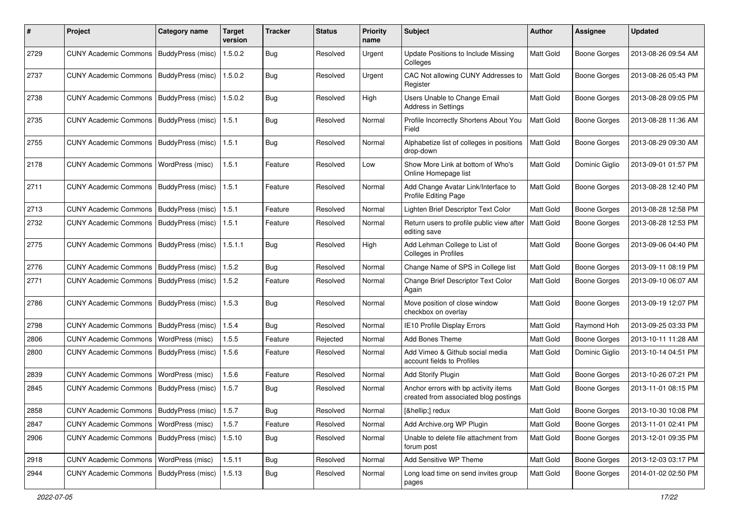| # | Project | Category name | Target version | Tracker | Status | Priority name | Subject | Author | Assignee | Updated |
|---|---|---|---|---|---|---|---|---|---|---|
| 2729 | CUNY Academic Commons | BuddyPress (misc) | 1.5.0.2 | Bug | Resolved | Urgent | Update Positions to Include Missing Colleges | Matt Gold | Boone Gorges | 2013-08-26 09:54 AM |
| 2737 | CUNY Academic Commons | BuddyPress (misc) | 1.5.0.2 | Bug | Resolved | Urgent | CAC Not allowing CUNY Addresses to Register | Matt Gold | Boone Gorges | 2013-08-26 05:43 PM |
| 2738 | CUNY Academic Commons | BuddyPress (misc) | 1.5.0.2 | Bug | Resolved | High | Users Unable to Change Email Address in Settings | Matt Gold | Boone Gorges | 2013-08-28 09:05 PM |
| 2735 | CUNY Academic Commons | BuddyPress (misc) | 1.5.1 | Bug | Resolved | Normal | Profile Incorrectly Shortens About You Field | Matt Gold | Boone Gorges | 2013-08-28 11:36 AM |
| 2755 | CUNY Academic Commons | BuddyPress (misc) | 1.5.1 | Bug | Resolved | Normal | Alphabetize list of colleges in positions drop-down | Matt Gold | Boone Gorges | 2013-08-29 09:30 AM |
| 2178 | CUNY Academic Commons | WordPress (misc) | 1.5.1 | Feature | Resolved | Low | Show More Link at bottom of Who's Online Homepage list | Matt Gold | Dominic Giglio | 2013-09-01 01:57 PM |
| 2711 | CUNY Academic Commons | BuddyPress (misc) | 1.5.1 | Feature | Resolved | Normal | Add Change Avatar Link/Interface to Profile Editing Page | Matt Gold | Boone Gorges | 2013-08-28 12:40 PM |
| 2713 | CUNY Academic Commons | BuddyPress (misc) | 1.5.1 | Feature | Resolved | Normal | Lighten Brief Descriptor Text Color | Matt Gold | Boone Gorges | 2013-08-28 12:58 PM |
| 2732 | CUNY Academic Commons | BuddyPress (misc) | 1.5.1 | Feature | Resolved | Normal | Return users to profile public view after editing save | Matt Gold | Boone Gorges | 2013-08-28 12:53 PM |
| 2775 | CUNY Academic Commons | BuddyPress (misc) | 1.5.1.1 | Bug | Resolved | High | Add Lehman College to List of Colleges in Profiles | Matt Gold | Boone Gorges | 2013-09-06 04:40 PM |
| 2776 | CUNY Academic Commons | BuddyPress (misc) | 1.5.2 | Bug | Resolved | Normal | Change Name of SPS in College list | Matt Gold | Boone Gorges | 2013-09-11 08:19 PM |
| 2771 | CUNY Academic Commons | BuddyPress (misc) | 1.5.2 | Feature | Resolved | Normal | Change Brief Descriptor Text Color Again | Matt Gold | Boone Gorges | 2013-09-10 06:07 AM |
| 2786 | CUNY Academic Commons | BuddyPress (misc) | 1.5.3 | Bug | Resolved | Normal | Move position of close window checkbox on overlay | Matt Gold | Boone Gorges | 2013-09-19 12:07 PM |
| 2798 | CUNY Academic Commons | BuddyPress (misc) | 1.5.4 | Bug | Resolved | Normal | IE10 Profile Display Errors | Matt Gold | Raymond Hoh | 2013-09-25 03:33 PM |
| 2806 | CUNY Academic Commons | WordPress (misc) | 1.5.5 | Feature | Rejected | Normal | Add Bones Theme | Matt Gold | Boone Gorges | 2013-10-11 11:28 AM |
| 2800 | CUNY Academic Commons | BuddyPress (misc) | 1.5.6 | Feature | Resolved | Normal | Add Vimeo & Github social media account fields to Profiles | Matt Gold | Dominic Giglio | 2013-10-14 04:51 PM |
| 2839 | CUNY Academic Commons | WordPress (misc) | 1.5.6 | Feature | Resolved | Normal | Add Storify Plugin | Matt Gold | Boone Gorges | 2013-10-26 07:21 PM |
| 2845 | CUNY Academic Commons | BuddyPress (misc) | 1.5.7 | Bug | Resolved | Normal | Anchor errors with bp activity items created from associated blog postings | Matt Gold | Boone Gorges | 2013-11-01 08:15 PM |
| 2858 | CUNY Academic Commons | BuddyPress (misc) | 1.5.7 | Bug | Resolved | Normal | [&hellip;] redux | Matt Gold | Boone Gorges | 2013-10-30 10:08 PM |
| 2847 | CUNY Academic Commons | WordPress (misc) | 1.5.7 | Feature | Resolved | Normal | Add Archive.org WP Plugin | Matt Gold | Boone Gorges | 2013-11-01 02:41 PM |
| 2906 | CUNY Academic Commons | BuddyPress (misc) | 1.5.10 | Bug | Resolved | Normal | Unable to delete file attachment from forum post | Matt Gold | Boone Gorges | 2013-12-01 09:35 PM |
| 2918 | CUNY Academic Commons | WordPress (misc) | 1.5.11 | Bug | Resolved | Normal | Add Sensitive WP Theme | Matt Gold | Boone Gorges | 2013-12-03 03:17 PM |
| 2944 | CUNY Academic Commons | BuddyPress (misc) | 1.5.13 | Bug | Resolved | Normal | Long load time on send invites group pages | Matt Gold | Boone Gorges | 2014-01-02 02:50 PM |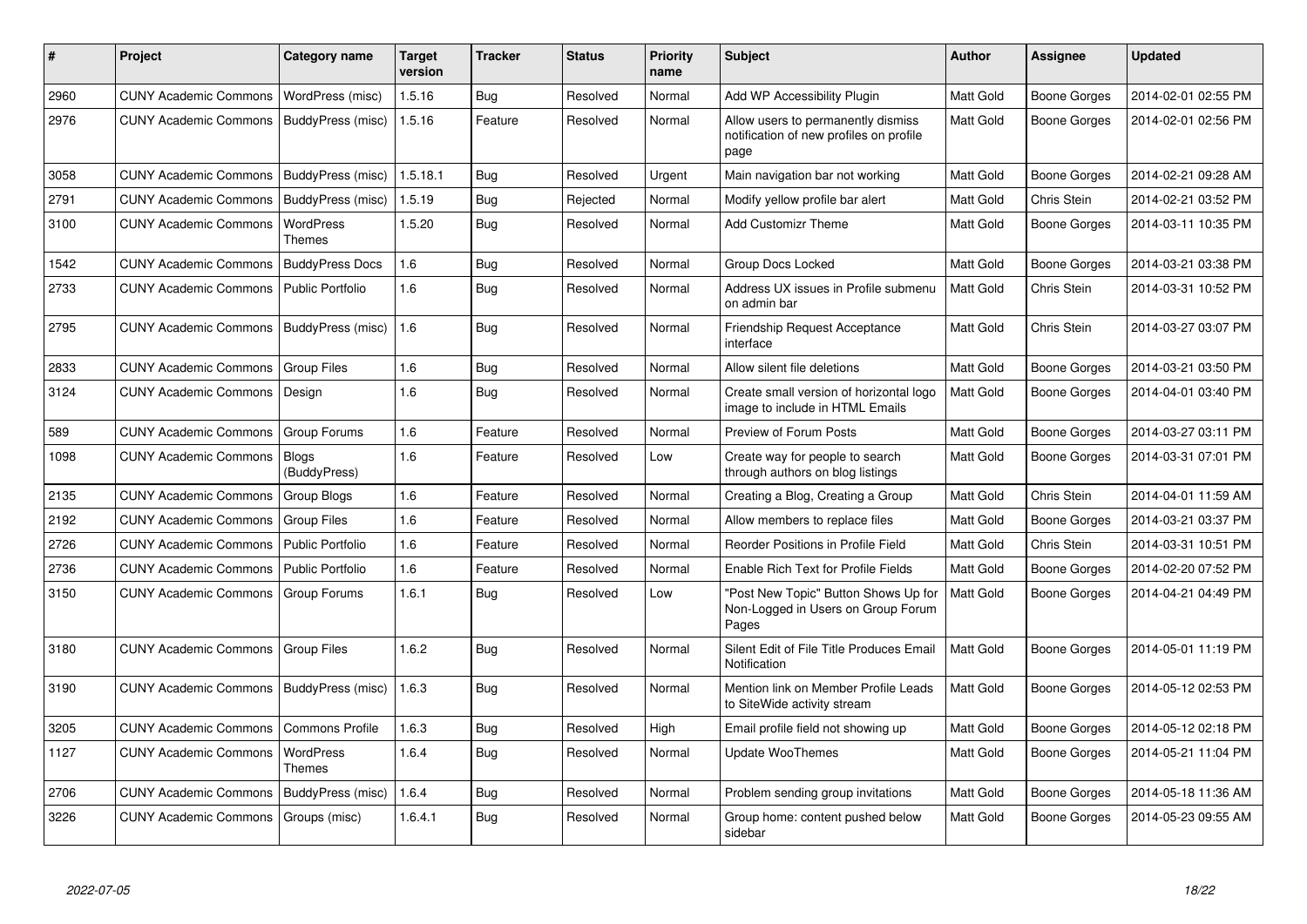| # | Project | Category name | Target version | Tracker | Status | Priority name | Subject | Author | Assignee | Updated |
|---|---|---|---|---|---|---|---|---|---|---|
| 2960 | CUNY Academic Commons | WordPress (misc) | 1.5.16 | Bug | Resolved | Normal | Add WP Accessibility Plugin | Matt Gold | Boone Gorges | 2014-02-01 02:55 PM |
| 2976 | CUNY Academic Commons | BuddyPress (misc) | 1.5.16 | Feature | Resolved | Normal | Allow users to permanently dismiss notification of new profiles on profile page | Matt Gold | Boone Gorges | 2014-02-01 02:56 PM |
| 3058 | CUNY Academic Commons | BuddyPress (misc) | 1.5.18.1 | Bug | Resolved | Urgent | Main navigation bar not working | Matt Gold | Boone Gorges | 2014-02-21 09:28 AM |
| 2791 | CUNY Academic Commons | BuddyPress (misc) | 1.5.19 | Bug | Rejected | Normal | Modify yellow profile bar alert | Matt Gold | Chris Stein | 2014-02-21 03:52 PM |
| 3100 | CUNY Academic Commons | WordPress Themes | 1.5.20 | Bug | Resolved | Normal | Add Customizr Theme | Matt Gold | Boone Gorges | 2014-03-11 10:35 PM |
| 1542 | CUNY Academic Commons | BuddyPress Docs | 1.6 | Bug | Resolved | Normal | Group Docs Locked | Matt Gold | Boone Gorges | 2014-03-21 03:38 PM |
| 2733 | CUNY Academic Commons | Public Portfolio | 1.6 | Bug | Resolved | Normal | Address UX issues in Profile submenu on admin bar | Matt Gold | Chris Stein | 2014-03-31 10:52 PM |
| 2795 | CUNY Academic Commons | BuddyPress (misc) | 1.6 | Bug | Resolved | Normal | Friendship Request Acceptance interface | Matt Gold | Chris Stein | 2014-03-27 03:07 PM |
| 2833 | CUNY Academic Commons | Group Files | 1.6 | Bug | Resolved | Normal | Allow silent file deletions | Matt Gold | Boone Gorges | 2014-03-21 03:50 PM |
| 3124 | CUNY Academic Commons | Design | 1.6 | Bug | Resolved | Normal | Create small version of horizontal logo image to include in HTML Emails | Matt Gold | Boone Gorges | 2014-04-01 03:40 PM |
| 589 | CUNY Academic Commons | Group Forums | 1.6 | Feature | Resolved | Normal | Preview of Forum Posts | Matt Gold | Boone Gorges | 2014-03-27 03:11 PM |
| 1098 | CUNY Academic Commons | Blogs (BuddyPress) | 1.6 | Feature | Resolved | Low | Create way for people to search through authors on blog listings | Matt Gold | Boone Gorges | 2014-03-31 07:01 PM |
| 2135 | CUNY Academic Commons | Group Blogs | 1.6 | Feature | Resolved | Normal | Creating a Blog, Creating a Group | Matt Gold | Chris Stein | 2014-04-01 11:59 AM |
| 2192 | CUNY Academic Commons | Group Files | 1.6 | Feature | Resolved | Normal | Allow members to replace files | Matt Gold | Boone Gorges | 2014-03-21 03:37 PM |
| 2726 | CUNY Academic Commons | Public Portfolio | 1.6 | Feature | Resolved | Normal | Reorder Positions in Profile Field | Matt Gold | Chris Stein | 2014-03-31 10:51 PM |
| 2736 | CUNY Academic Commons | Public Portfolio | 1.6 | Feature | Resolved | Normal | Enable Rich Text for Profile Fields | Matt Gold | Boone Gorges | 2014-02-20 07:52 PM |
| 3150 | CUNY Academic Commons | Group Forums | 1.6.1 | Bug | Resolved | Low | "Post New Topic" Button Shows Up for Non-Logged in Users on Group Forum Pages | Matt Gold | Boone Gorges | 2014-04-21 04:49 PM |
| 3180 | CUNY Academic Commons | Group Files | 1.6.2 | Bug | Resolved | Normal | Silent Edit of File Title Produces Email Notification | Matt Gold | Boone Gorges | 2014-05-01 11:19 PM |
| 3190 | CUNY Academic Commons | BuddyPress (misc) | 1.6.3 | Bug | Resolved | Normal | Mention link on Member Profile Leads to SiteWide activity stream | Matt Gold | Boone Gorges | 2014-05-12 02:53 PM |
| 3205 | CUNY Academic Commons | Commons Profile | 1.6.3 | Bug | Resolved | High | Email profile field not showing up | Matt Gold | Boone Gorges | 2014-05-12 02:18 PM |
| 1127 | CUNY Academic Commons | WordPress Themes | 1.6.4 | Bug | Resolved | Normal | Update WooThemes | Matt Gold | Boone Gorges | 2014-05-21 11:04 PM |
| 2706 | CUNY Academic Commons | BuddyPress (misc) | 1.6.4 | Bug | Resolved | Normal | Problem sending group invitations | Matt Gold | Boone Gorges | 2014-05-18 11:36 AM |
| 3226 | CUNY Academic Commons | Groups (misc) | 1.6.4.1 | Bug | Resolved | Normal | Group home: content pushed below sidebar | Matt Gold | Boone Gorges | 2014-05-23 09:55 AM |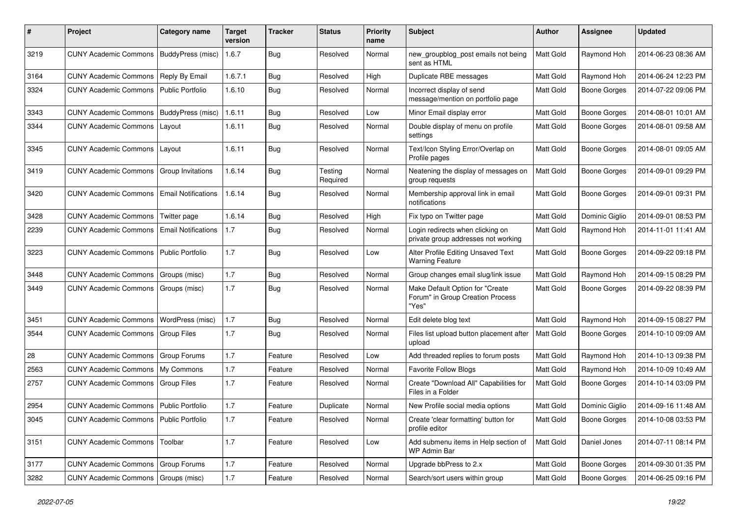| # | Project | Category name | Target version | Tracker | Status | Priority name | Subject | Author | Assignee | Updated |
|---|---|---|---|---|---|---|---|---|---|---|
| 3219 | CUNY Academic Commons | BuddyPress (misc) | 1.6.7 | Bug | Resolved | Normal | new_groupblog_post emails not being sent as HTML | Matt Gold | Raymond Hoh | 2014-06-23 08:36 AM |
| 3164 | CUNY Academic Commons | Reply By Email | 1.6.7.1 | Bug | Resolved | High | Duplicate RBE messages | Matt Gold | Raymond Hoh | 2014-06-24 12:23 PM |
| 3324 | CUNY Academic Commons | Public Portfolio | 1.6.10 | Bug | Resolved | Normal | Incorrect display of send message/mention on portfolio page | Matt Gold | Boone Gorges | 2014-07-22 09:06 PM |
| 3343 | CUNY Academic Commons | BuddyPress (misc) | 1.6.11 | Bug | Resolved | Low | Minor Email display error | Matt Gold | Boone Gorges | 2014-08-01 10:01 AM |
| 3344 | CUNY Academic Commons | Layout | 1.6.11 | Bug | Resolved | Normal | Double display of menu on profile settings | Matt Gold | Boone Gorges | 2014-08-01 09:58 AM |
| 3345 | CUNY Academic Commons | Layout | 1.6.11 | Bug | Resolved | Normal | Text/Icon Styling Error/Overlap on Profile pages | Matt Gold | Boone Gorges | 2014-08-01 09:05 AM |
| 3419 | CUNY Academic Commons | Group Invitations | 1.6.14 | Bug | Testing Required | Normal | Neatening the display of messages on group requests | Matt Gold | Boone Gorges | 2014-09-01 09:29 PM |
| 3420 | CUNY Academic Commons | Email Notifications | 1.6.14 | Bug | Resolved | Normal | Membership approval link in email notifications | Matt Gold | Boone Gorges | 2014-09-01 09:31 PM |
| 3428 | CUNY Academic Commons | Twitter page | 1.6.14 | Bug | Resolved | High | Fix typo on Twitter page | Matt Gold | Dominic Giglio | 2014-09-01 08:53 PM |
| 2239 | CUNY Academic Commons | Email Notifications | 1.7 | Bug | Resolved | Normal | Login redirects when clicking on private group addresses not working | Matt Gold | Raymond Hoh | 2014-11-01 11:41 AM |
| 3223 | CUNY Academic Commons | Public Portfolio | 1.7 | Bug | Resolved | Low | Alter Profile Editing Unsaved Text Warning Feature | Matt Gold | Boone Gorges | 2014-09-22 09:18 PM |
| 3448 | CUNY Academic Commons | Groups (misc) | 1.7 | Bug | Resolved | Normal | Group changes email slug/link issue | Matt Gold | Raymond Hoh | 2014-09-15 08:29 PM |
| 3449 | CUNY Academic Commons | Groups (misc) | 1.7 | Bug | Resolved | Normal | Make Default Option for "Create Forum" in Group Creation Process "Yes" | Matt Gold | Boone Gorges | 2014-09-22 08:39 PM |
| 3451 | CUNY Academic Commons | WordPress (misc) | 1.7 | Bug | Resolved | Normal | Edit delete blog text | Matt Gold | Raymond Hoh | 2014-09-15 08:27 PM |
| 3544 | CUNY Academic Commons | Group Files | 1.7 | Bug | Resolved | Normal | Files list upload button placement after upload | Matt Gold | Boone Gorges | 2014-10-10 09:09 AM |
| 28 | CUNY Academic Commons | Group Forums | 1.7 | Feature | Resolved | Low | Add threaded replies to forum posts | Matt Gold | Raymond Hoh | 2014-10-13 09:38 PM |
| 2563 | CUNY Academic Commons | My Commons | 1.7 | Feature | Resolved | Normal | Favorite Follow Blogs | Matt Gold | Raymond Hoh | 2014-10-09 10:49 AM |
| 2757 | CUNY Academic Commons | Group Files | 1.7 | Feature | Resolved | Normal | Create "Download All" Capabilities for Files in a Folder | Matt Gold | Boone Gorges | 2014-10-14 03:09 PM |
| 2954 | CUNY Academic Commons | Public Portfolio | 1.7 | Feature | Duplicate | Normal | New Profile social media options | Matt Gold | Dominic Giglio | 2014-09-16 11:48 AM |
| 3045 | CUNY Academic Commons | Public Portfolio | 1.7 | Feature | Resolved | Normal | Create 'clear formatting' button for profile editor | Matt Gold | Boone Gorges | 2014-10-08 03:53 PM |
| 3151 | CUNY Academic Commons | Toolbar | 1.7 | Feature | Resolved | Low | Add submenu items in Help section of WP Admin Bar | Matt Gold | Daniel Jones | 2014-07-11 08:14 PM |
| 3177 | CUNY Academic Commons | Group Forums | 1.7 | Feature | Resolved | Normal | Upgrade bbPress to 2.x | Matt Gold | Boone Gorges | 2014-09-30 01:35 PM |
| 3282 | CUNY Academic Commons | Groups (misc) | 1.7 | Feature | Resolved | Normal | Search/sort users within group | Matt Gold | Boone Gorges | 2014-06-25 09:16 PM |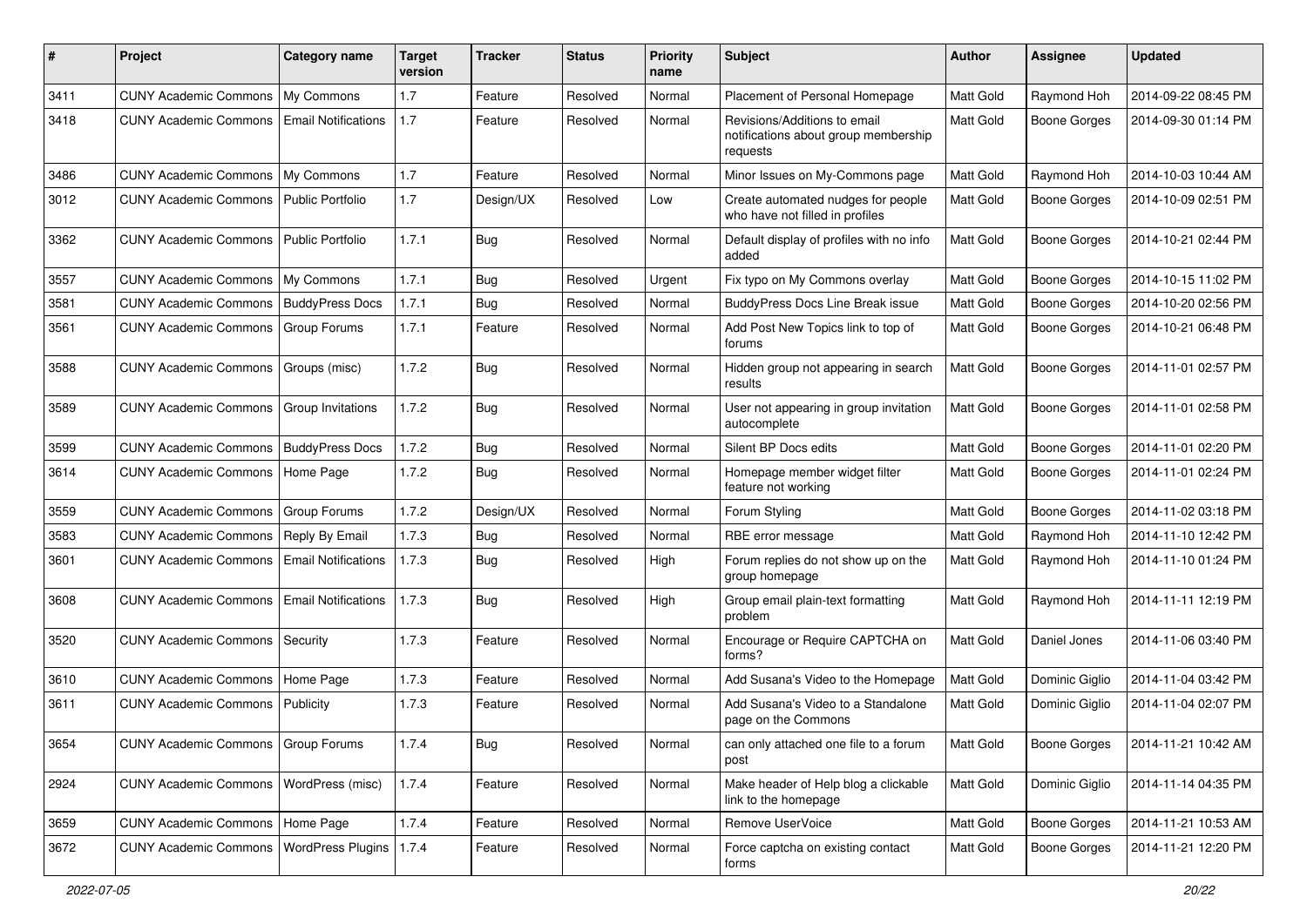| # | Project | Category name | Target version | Tracker | Status | Priority name | Subject | Author | Assignee | Updated |
|---|---|---|---|---|---|---|---|---|---|---|
| 3411 | CUNY Academic Commons | My Commons | 1.7 | Feature | Resolved | Normal | Placement of Personal Homepage | Matt Gold | Raymond Hoh | 2014-09-22 08:45 PM |
| 3418 | CUNY Academic Commons | Email Notifications | 1.7 | Feature | Resolved | Normal | Revisions/Additions to email notifications about group membership requests | Matt Gold | Boone Gorges | 2014-09-30 01:14 PM |
| 3486 | CUNY Academic Commons | My Commons | 1.7 | Feature | Resolved | Normal | Minor Issues on My-Commons page | Matt Gold | Raymond Hoh | 2014-10-03 10:44 AM |
| 3012 | CUNY Academic Commons | Public Portfolio | 1.7 | Design/UX | Resolved | Low | Create automated nudges for people who have not filled in profiles | Matt Gold | Boone Gorges | 2014-10-09 02:51 PM |
| 3362 | CUNY Academic Commons | Public Portfolio | 1.7.1 | Bug | Resolved | Normal | Default display of profiles with no info added | Matt Gold | Boone Gorges | 2014-10-21 02:44 PM |
| 3557 | CUNY Academic Commons | My Commons | 1.7.1 | Bug | Resolved | Urgent | Fix typo on My Commons overlay | Matt Gold | Boone Gorges | 2014-10-15 11:02 PM |
| 3581 | CUNY Academic Commons | BuddyPress Docs | 1.7.1 | Bug | Resolved | Normal | BuddyPress Docs Line Break issue | Matt Gold | Boone Gorges | 2014-10-20 02:56 PM |
| 3561 | CUNY Academic Commons | Group Forums | 1.7.1 | Feature | Resolved | Normal | Add Post New Topics link to top of forums | Matt Gold | Boone Gorges | 2014-10-21 06:48 PM |
| 3588 | CUNY Academic Commons | Groups (misc) | 1.7.2 | Bug | Resolved | Normal | Hidden group not appearing in search results | Matt Gold | Boone Gorges | 2014-11-01 02:57 PM |
| 3589 | CUNY Academic Commons | Group Invitations | 1.7.2 | Bug | Resolved | Normal | User not appearing in group invitation autocomplete | Matt Gold | Boone Gorges | 2014-11-01 02:58 PM |
| 3599 | CUNY Academic Commons | BuddyPress Docs | 1.7.2 | Bug | Resolved | Normal | Silent BP Docs edits | Matt Gold | Boone Gorges | 2014-11-01 02:20 PM |
| 3614 | CUNY Academic Commons | Home Page | 1.7.2 | Bug | Resolved | Normal | Homepage member widget filter feature not working | Matt Gold | Boone Gorges | 2014-11-01 02:24 PM |
| 3559 | CUNY Academic Commons | Group Forums | 1.7.2 | Design/UX | Resolved | Normal | Forum Styling | Matt Gold | Boone Gorges | 2014-11-02 03:18 PM |
| 3583 | CUNY Academic Commons | Reply By Email | 1.7.3 | Bug | Resolved | Normal | RBE error message | Matt Gold | Raymond Hoh | 2014-11-10 12:42 PM |
| 3601 | CUNY Academic Commons | Email Notifications | 1.7.3 | Bug | Resolved | High | Forum replies do not show up on the group homepage | Matt Gold | Raymond Hoh | 2014-11-10 01:24 PM |
| 3608 | CUNY Academic Commons | Email Notifications | 1.7.3 | Bug | Resolved | High | Group email plain-text formatting problem | Matt Gold | Raymond Hoh | 2014-11-11 12:19 PM |
| 3520 | CUNY Academic Commons | Security | 1.7.3 | Feature | Resolved | Normal | Encourage or Require CAPTCHA on forms? | Matt Gold | Daniel Jones | 2014-11-06 03:40 PM |
| 3610 | CUNY Academic Commons | Home Page | 1.7.3 | Feature | Resolved | Normal | Add Susana's Video to the Homepage | Matt Gold | Dominic Giglio | 2014-11-04 03:42 PM |
| 3611 | CUNY Academic Commons | Publicity | 1.7.3 | Feature | Resolved | Normal | Add Susana's Video to a Standalone page on the Commons | Matt Gold | Dominic Giglio | 2014-11-04 02:07 PM |
| 3654 | CUNY Academic Commons | Group Forums | 1.7.4 | Bug | Resolved | Normal | can only attached one file to a forum post | Matt Gold | Boone Gorges | 2014-11-21 10:42 AM |
| 2924 | CUNY Academic Commons | WordPress (misc) | 1.7.4 | Feature | Resolved | Normal | Make header of Help blog a clickable link to the homepage | Matt Gold | Dominic Giglio | 2014-11-14 04:35 PM |
| 3659 | CUNY Academic Commons | Home Page | 1.7.4 | Feature | Resolved | Normal | Remove UserVoice | Matt Gold | Boone Gorges | 2014-11-21 10:53 AM |
| 3672 | CUNY Academic Commons | WordPress Plugins | 1.7.4 | Feature | Resolved | Normal | Force captcha on existing contact forms | Matt Gold | Boone Gorges | 2014-11-21 12:20 PM |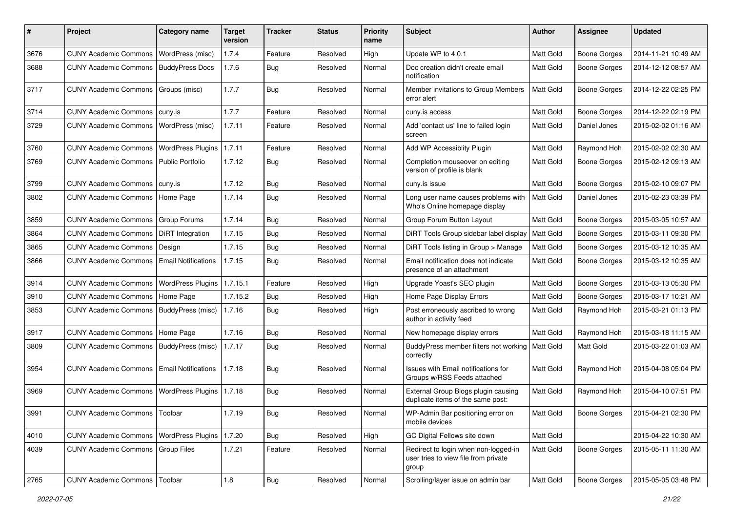| # | Project | Category name | Target version | Tracker | Status | Priority name | Subject | Author | Assignee | Updated |
|---|---|---|---|---|---|---|---|---|---|---|
| 3676 | CUNY Academic Commons | WordPress (misc) | 1.7.4 | Feature | Resolved | High | Update WP to 4.0.1 | Matt Gold | Boone Gorges | 2014-11-21 10:49 AM |
| 3688 | CUNY Academic Commons | BuddyPress Docs | 1.7.6 | Bug | Resolved | Normal | Doc creation didn't create email notification | Matt Gold | Boone Gorges | 2014-12-12 08:57 AM |
| 3717 | CUNY Academic Commons | Groups (misc) | 1.7.7 | Bug | Resolved | Normal | Member invitations to Group Members error alert | Matt Gold | Boone Gorges | 2014-12-22 02:25 PM |
| 3714 | CUNY Academic Commons | cuny.is | 1.7.7 | Feature | Resolved | Normal | cuny.is access | Matt Gold | Boone Gorges | 2014-12-22 02:19 PM |
| 3729 | CUNY Academic Commons | WordPress (misc) | 1.7.11 | Feature | Resolved | Normal | Add 'contact us' line to failed login screen | Matt Gold | Daniel Jones | 2015-02-02 01:16 AM |
| 3760 | CUNY Academic Commons | WordPress Plugins | 1.7.11 | Feature | Resolved | Normal | Add WP Accessiblity Plugin | Matt Gold | Raymond Hoh | 2015-02-02 02:30 AM |
| 3769 | CUNY Academic Commons | Public Portfolio | 1.7.12 | Bug | Resolved | Normal | Completion mouseover on editing version of profile is blank | Matt Gold | Boone Gorges | 2015-02-12 09:13 AM |
| 3799 | CUNY Academic Commons | cuny.is | 1.7.12 | Bug | Resolved | Normal | cuny.is issue | Matt Gold | Boone Gorges | 2015-02-10 09:07 PM |
| 3802 | CUNY Academic Commons | Home Page | 1.7.14 | Bug | Resolved | Normal | Long user name causes problems with Who's Online homepage display | Matt Gold | Daniel Jones | 2015-02-23 03:39 PM |
| 3859 | CUNY Academic Commons | Group Forums | 1.7.14 | Bug | Resolved | Normal | Group Forum Button Layout | Matt Gold | Boone Gorges | 2015-03-05 10:57 AM |
| 3864 | CUNY Academic Commons | DiRT Integration | 1.7.15 | Bug | Resolved | Normal | DiRT Tools Group sidebar label display | Matt Gold | Boone Gorges | 2015-03-11 09:30 PM |
| 3865 | CUNY Academic Commons | Design | 1.7.15 | Bug | Resolved | Normal | DiRT Tools listing in Group > Manage | Matt Gold | Boone Gorges | 2015-03-12 10:35 AM |
| 3866 | CUNY Academic Commons | Email Notifications | 1.7.15 | Bug | Resolved | Normal | Email notification does not indicate presence of an attachment | Matt Gold | Boone Gorges | 2015-03-12 10:35 AM |
| 3914 | CUNY Academic Commons | WordPress Plugins | 1.7.15.1 | Feature | Resolved | High | Upgrade Yoast's SEO plugin | Matt Gold | Boone Gorges | 2015-03-13 05:30 PM |
| 3910 | CUNY Academic Commons | Home Page | 1.7.15.2 | Bug | Resolved | High | Home Page Display Errors | Matt Gold | Boone Gorges | 2015-03-17 10:21 AM |
| 3853 | CUNY Academic Commons | BuddyPress (misc) | 1.7.16 | Bug | Resolved | High | Post erroneously ascribed to wrong author in activity feed | Matt Gold | Raymond Hoh | 2015-03-21 01:13 PM |
| 3917 | CUNY Academic Commons | Home Page | 1.7.16 | Bug | Resolved | Normal | New homepage display errors | Matt Gold | Raymond Hoh | 2015-03-18 11:15 AM |
| 3809 | CUNY Academic Commons | BuddyPress (misc) | 1.7.17 | Bug | Resolved | Normal | BuddyPress member filters not working correctly | Matt Gold | Matt Gold | 2015-03-22 01:03 AM |
| 3954 | CUNY Academic Commons | Email Notifications | 1.7.18 | Bug | Resolved | Normal | Issues with Email notifications for Groups w/RSS Feeds attached | Matt Gold | Raymond Hoh | 2015-04-08 05:04 PM |
| 3969 | CUNY Academic Commons | WordPress Plugins | 1.7.18 | Bug | Resolved | Normal | External Group Blogs plugin causing duplicate items of the same post: | Matt Gold | Raymond Hoh | 2015-04-10 07:51 PM |
| 3991 | CUNY Academic Commons | Toolbar | 1.7.19 | Bug | Resolved | Normal | WP-Admin Bar positioning error on mobile devices | Matt Gold | Boone Gorges | 2015-04-21 02:30 PM |
| 4010 | CUNY Academic Commons | WordPress Plugins | 1.7.20 | Bug | Resolved | High | GC Digital Fellows site down | Matt Gold | | 2015-04-22 10:30 AM |
| 4039 | CUNY Academic Commons | Group Files | 1.7.21 | Feature | Resolved | Normal | Redirect to login when non-logged-in user tries to view file from private group | Matt Gold | Boone Gorges | 2015-05-11 11:30 AM |
| 2765 | CUNY Academic Commons | Toolbar | 1.8 | Bug | Resolved | Normal | Scrolling/layer issue on admin bar | Matt Gold | Boone Gorges | 2015-05-05 03:48 PM |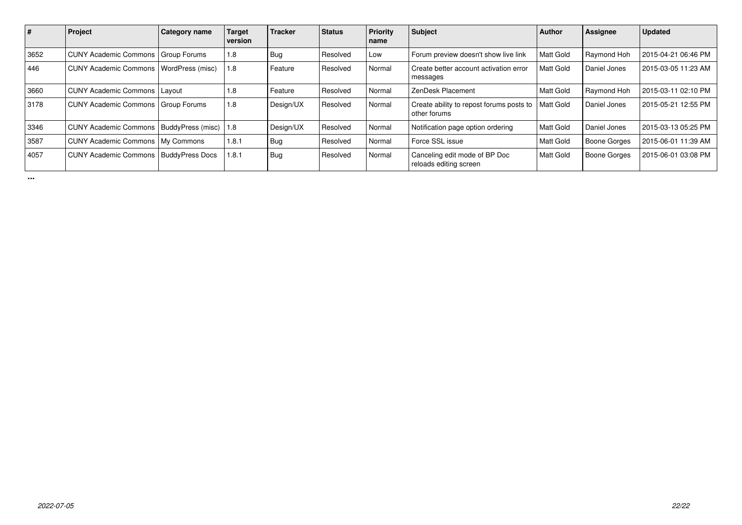| # | Project | Category name | Target version | Tracker | Status | Priority name | Subject | Author | Assignee | Updated |
|---|---|---|---|---|---|---|---|---|---|---|
| 3652 | CUNY Academic Commons | Group Forums | 1.8 | Bug | Resolved | Low | Forum preview doesn't show live link | Matt Gold | Raymond Hoh | 2015-04-21 06:46 PM |
| 446 | CUNY Academic Commons | WordPress (misc) | 1.8 | Feature | Resolved | Normal | Create better account activation error messages | Matt Gold | Daniel Jones | 2015-03-05 11:23 AM |
| 3660 | CUNY Academic Commons | Layout | 1.8 | Feature | Resolved | Normal | ZenDesk Placement | Matt Gold | Raymond Hoh | 2015-03-11 02:10 PM |
| 3178 | CUNY Academic Commons | Group Forums | 1.8 | Design/UX | Resolved | Normal | Create ability to repost forums posts to other forums | Matt Gold | Daniel Jones | 2015-05-21 12:55 PM |
| 3346 | CUNY Academic Commons | BuddyPress (misc) | 1.8 | Design/UX | Resolved | Normal | Notification page option ordering | Matt Gold | Daniel Jones | 2015-03-13 05:25 PM |
| 3587 | CUNY Academic Commons | My Commons | 1.8.1 | Bug | Resolved | Normal | Force SSL issue | Matt Gold | Boone Gorges | 2015-06-01 11:39 AM |
| 4057 | CUNY Academic Commons | BuddyPress Docs | 1.8.1 | Bug | Resolved | Normal | Canceling edit mode of BP Doc reloads editing screen | Matt Gold | Boone Gorges | 2015-06-01 03:08 PM |

...